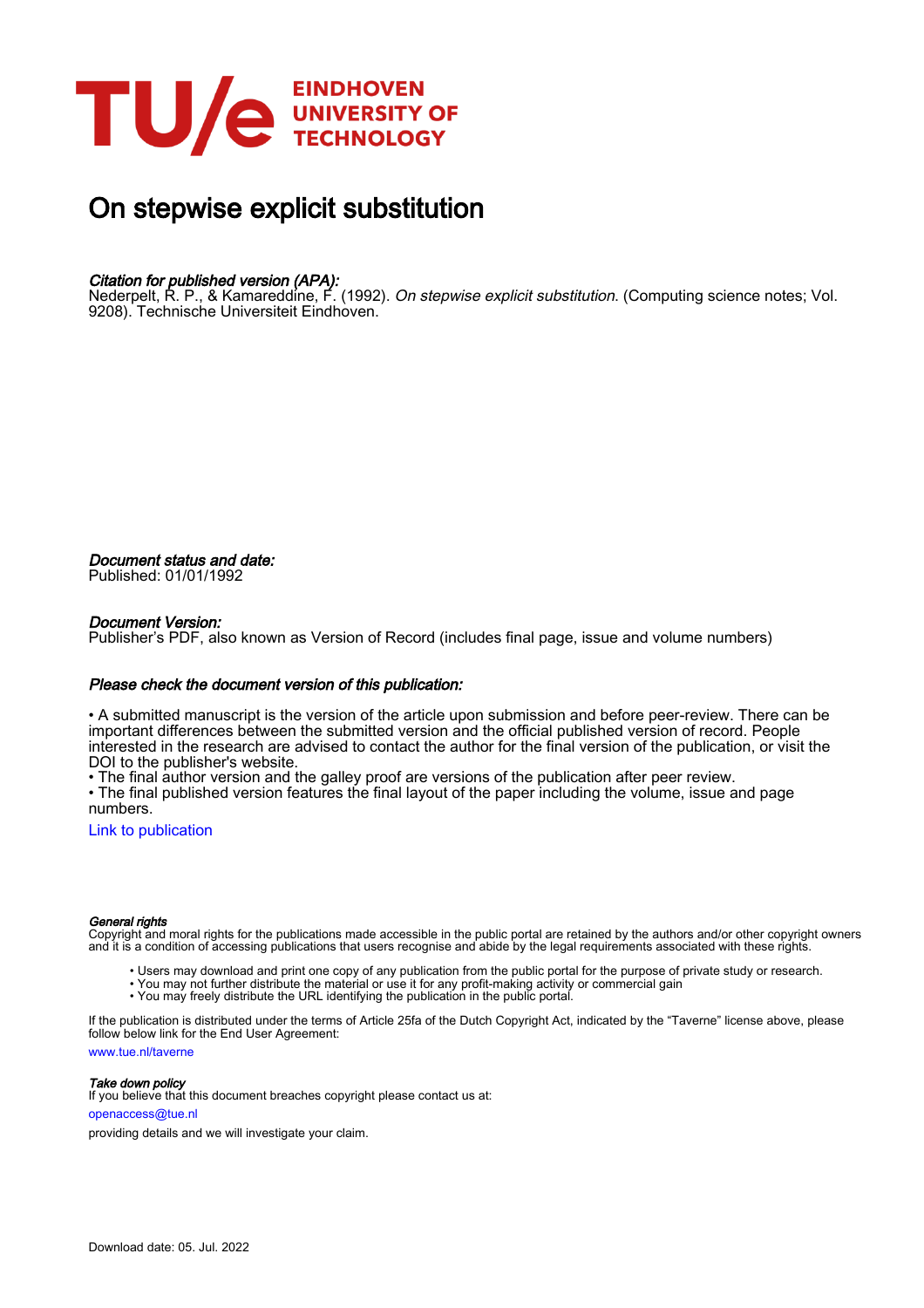# On stepwise explicit substitution

*Citation for published version (APA):*
Nederpelt, R. P., & Kamareddine, F. (1992). *On stepwise explicit substitution*. (Computing science notes; Vol. 9208). Technische Universiteit Eindhoven.

*Document status and date:*
Published: 01/01/1992

*Document Version:*
Publisher's PDF, also known as Version of Record (includes final page, issue and volume numbers)

*Please check the document version of this publication:*

• A submitted manuscript is the version of the article upon submission and before peer-review. There can be important differences between the submitted version and the official published version of record. People interested in the research are advised to contact the author for the final version of the publication, or visit the DOI to the publisher's website.
• The final author version and the galley proof are versions of the publication after peer review.
• The final published version features the final layout of the paper including the volume, issue and page numbers.

Link to publication

*General rights*
Copyright and moral rights for the publications made accessible in the public portal are retained by the authors and/or other copyright owners and it is a condition of accessing publications that users recognise and abide by the legal requirements associated with these rights.

- Users may download and print one copy of any publication from the public portal for the purpose of private study or research.
- You may not further distribute the material or use it for any profit-making activity or commercial gain
- You may freely distribute the URL identifying the publication in the public portal.

If the publication is distributed under the terms of Article 25fa of the Dutch Copyright Act, indicated by the "Taverne" license above, please follow below link for the End User Agreement:

www.tue.nl/taverne

*Take down policy*
If you believe that this document breaches copyright please contact us at:

openaccess@tue.nl

providing details and we will investigate your claim.

Download date: 05. Jul. 2022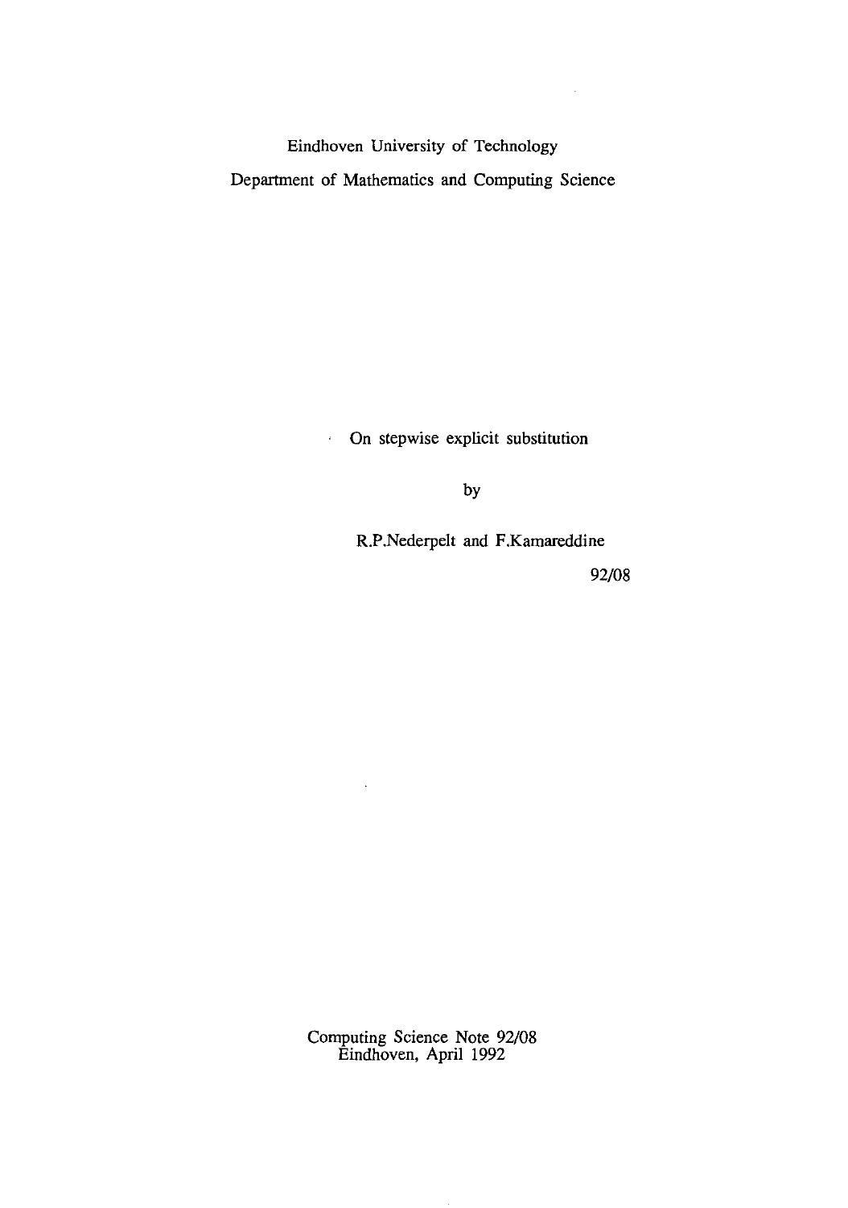Eindhoven University of Technology

Department of Mathematics and Computing Science

# On stepwise explicit substitution

by

R.P.Nederpelt and F.Kamareddine

92/08

Computing Science Note 92/08
Eindhoven, April 1992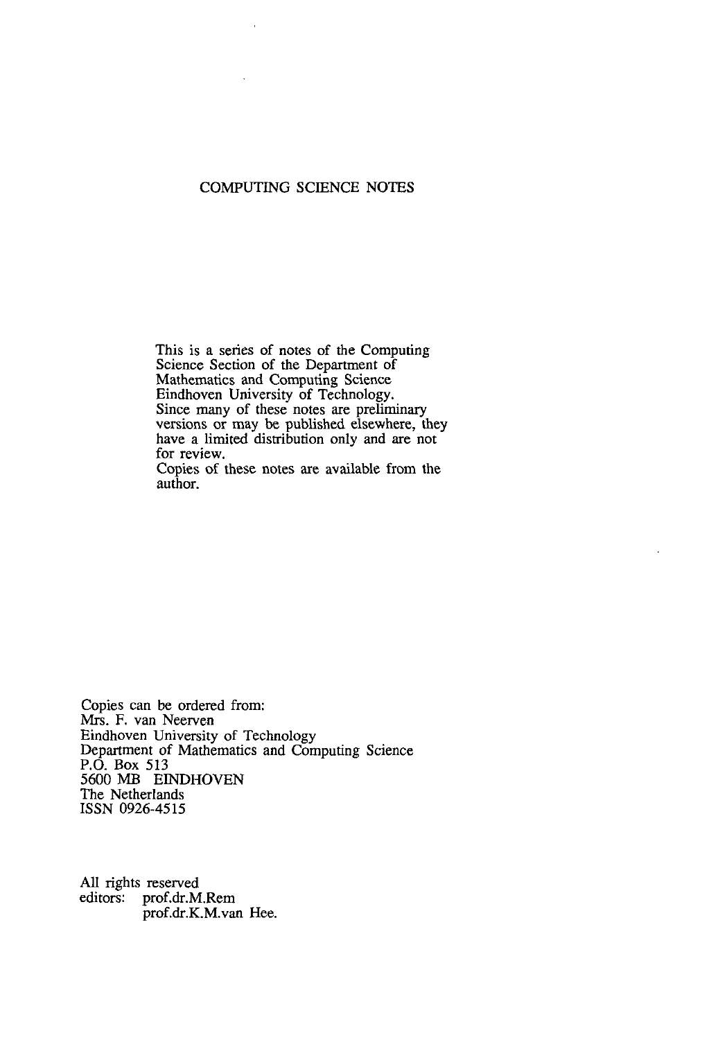# COMPUTING SCIENCE NOTES

This is a series of notes of the Computing Science Section of the Department of Mathematics and Computing Science Eindhoven University of Technology.
Since many of these notes are preliminary versions or may be published elsewhere, they have a limited distribution only and are not for review.
Copies of these notes are available from the author.

Copies can be ordered from:
Mrs. F. van Neerven
Eindhoven University of Technology
Department of Mathematics and Computing Science
P.O. Box 513
5600 MB EINDHOVEN
The Netherlands
ISSN 0926-4515

All rights reserved
editors: prof.dr.M.Rem
prof.dr.K.M.van Hee.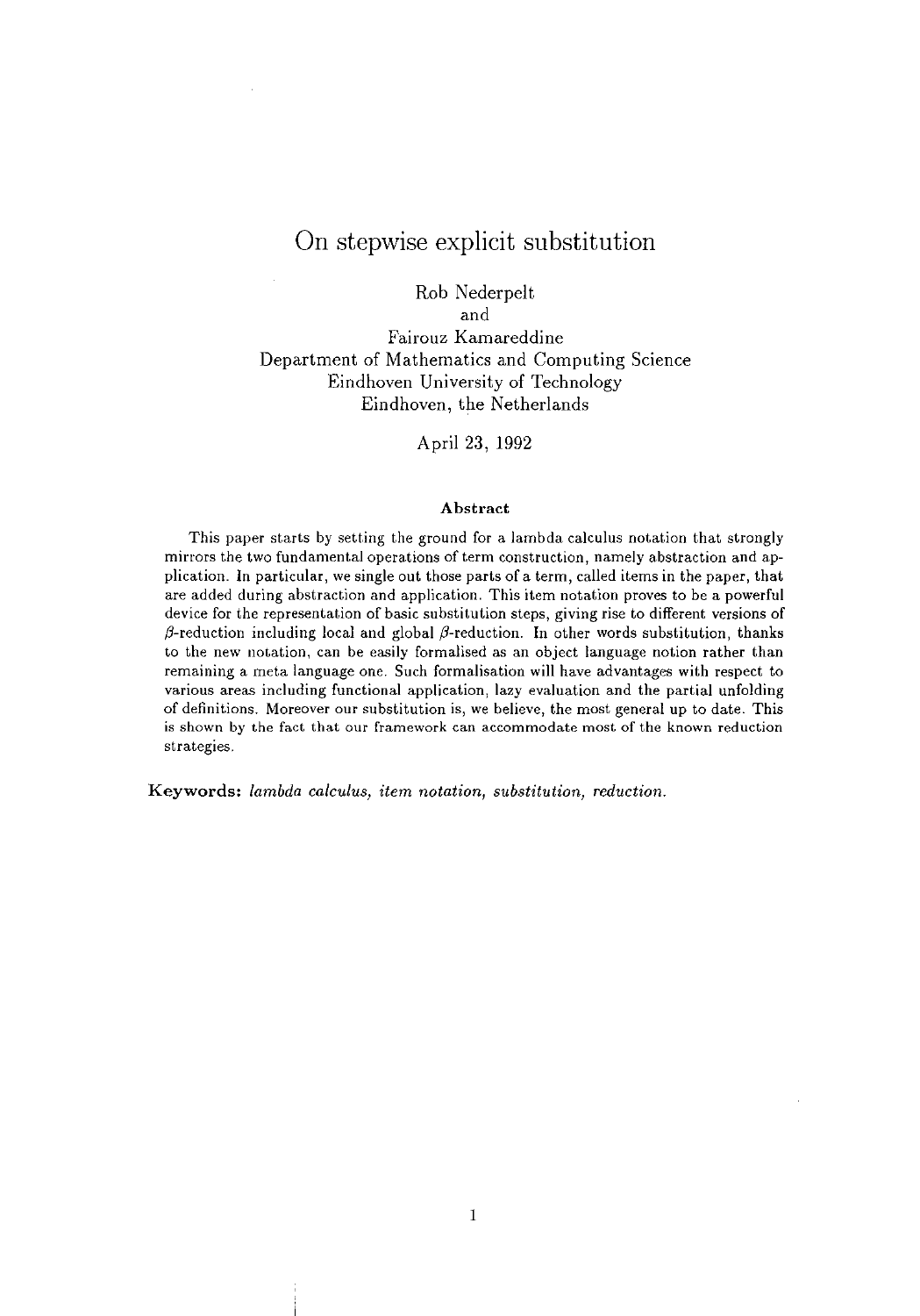# On stepwise explicit substitution

Rob Nederpelt
and
Fairouz Kamareddine
Department of Mathematics and Computing Science
Eindhoven University of Technology
Eindhoven, the Netherlands

April 23, 1992

### Abstract

This paper starts by setting the ground for a lambda calculus notation that strongly mirrors the two fundamental operations of term construction, namely abstraction and application. In particular, we single out those parts of a term, called items in the paper, that are added during abstraction and application. This item notation proves to be a powerful device for the representation of basic substitution steps, giving rise to different versions of $\beta$-reduction including local and global $\beta$-reduction. In other words substitution, thanks to the new notation, can be easily formalised as an object language notion rather than remaining a meta language one. Such formalisation will have advantages with respect to various areas including functional application, lazy evaluation and the partial unfolding of definitions. Moreover our substitution is, we believe, the most general up to date. This is shown by the fact that our framework can accommodate most of the known reduction strategies.

**Keywords:** *lambda calculus, item notation, substitution, reduction.*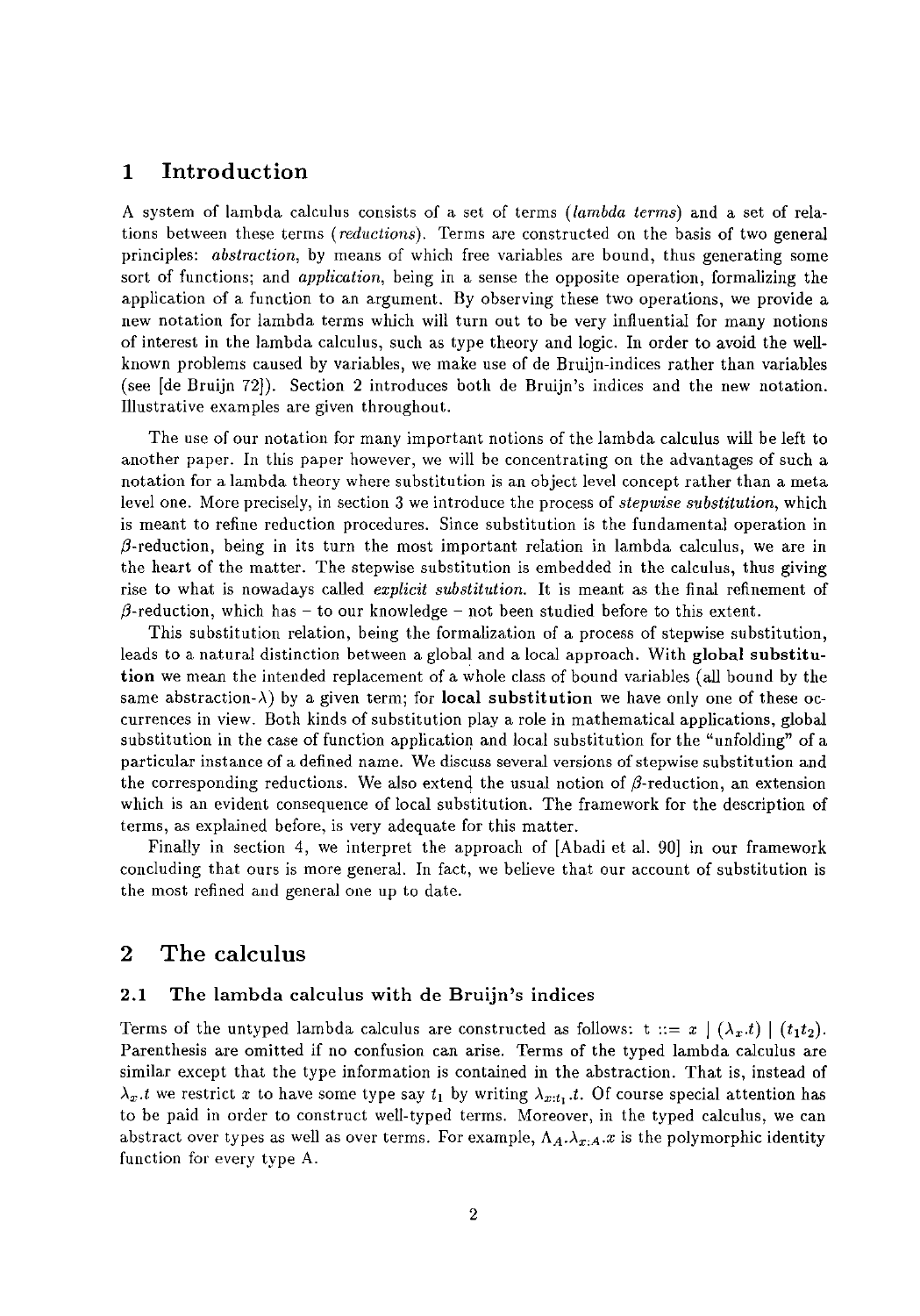# 1 Introduction

A system of lambda calculus consists of a set of terms (*lambda terms*) and a set of relations between these terms (*reductions*). Terms are constructed on the basis of two general principles: *abstraction*, by means of which free variables are bound, thus generating some sort of functions; and *application*, being in a sense the opposite operation, formalizing the application of a function to an argument. By observing these two operations, we provide a new notation for lambda terms which will turn out to be very influential for many notions of interest in the lambda calculus, such as type theory and logic. In order to avoid the well-known problems caused by variables, we make use of de Bruijn-indices rather than variables (see [de Bruijn 72]). Section 2 introduces both de Bruijn's indices and the new notation. Illustrative examples are given throughout.

The use of our notation for many important notions of the lambda calculus will be left to another paper. In this paper however, we will be concentrating on the advantages of such a notation for a lambda theory where substitution is an object level concept rather than a meta level one. More precisely, in section 3 we introduce the process of *stepwise substitution*, which is meant to refine reduction procedures. Since substitution is the fundamental operation in $\beta$-reduction, being in its turn the most important relation in lambda calculus, we are in the heart of the matter. The stepwise substitution is embedded in the calculus, thus giving rise to what is nowadays called *explicit substitution*. It is meant as the final refinement of $\beta$-reduction, which has – to our knowledge – not been studied before to this extent.

This substitution relation, being the formalization of a process of stepwise substitution, leads to a natural distinction between a global and a local approach. With **global substitution** we mean the intended replacement of a whole class of bound variables (all bound by the same abstraction-$\lambda$) by a given term; for **local substitution** we have only one of these occurrences in view. Both kinds of substitution play a role in mathematical applications, global substitution in the case of function application and local substitution for the "unfolding" of a particular instance of a defined name. We discuss several versions of stepwise substitution and the corresponding reductions. We also extend the usual notion of $\beta$-reduction, an extension which is an evident consequence of local substitution. The framework for the description of terms, as explained before, is very adequate for this matter.

Finally in section 4, we interpret the approach of [Abadi et al. 90] in our framework concluding that ours is more general. In fact, we believe that our account of substitution is the most refined and general one up to date.

# 2 The calculus

## 2.1 The lambda calculus with de Bruijn's indices

Terms of the untyped lambda calculus are constructed as follows: $t ::= x \mid (\lambda_x.t) \mid (t_1 t_2)$. Parenthesis are omitted if no confusion can arise. Terms of the typed lambda calculus are similar except that the type information is contained in the abstraction. That is, instead of $\lambda_x.t$ we restrict $x$ to have some type say $t_1$ by writing $\lambda_{x:t_1}.t$. Of course special attention has to be paid in order to construct well-typed terms. Moreover, in the typed calculus, we can abstract over types as well as over terms. For example, $\Lambda_A.\lambda_{x:A}.x$ is the polymorphic identity function for every type A.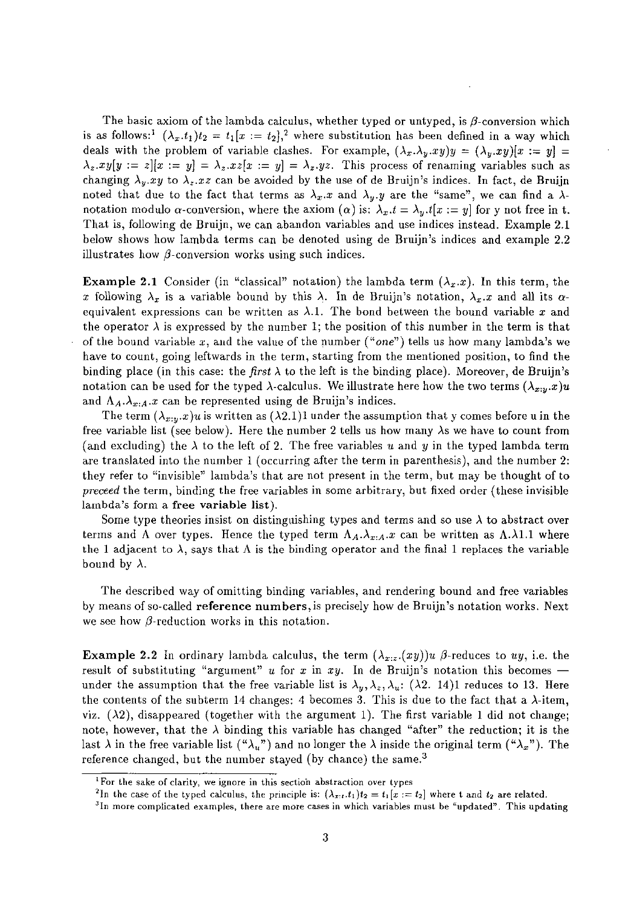The basic axiom of the lambda calculus, whether typed or untyped, is $\beta$-conversion which is as follows:[1] $(\lambda_x.t_1)t_2 = t_1[x := t_2]$,[2] where substitution has been defined in a way which deals with the problem of variable clashes. For example, $(\lambda_x.\lambda_y.xy)y = (\lambda_y.xy)[x := y] = \lambda_z.xy[y := z][x := y] = \lambda_z.xz[x := y] = \lambda_z.yz$. This process of renaming variables such as changing $\lambda_y.xy$ to $\lambda_z.xz$ can be avoided by the use of de Bruijn's indices. In fact, de Bruijn noted that due to the fact that terms as $\lambda_x.x$ and $\lambda_y.y$ are the "same", we can find a $\lambda$-notation modulo $\alpha$-conversion, where the axiom ($\alpha$) is: $\lambda_x.t = \lambda_y.t[x := y]$ for y not free in t. That is, following de Bruijn, we can abandon variables and use indices instead. Example 2.1 below shows how lambda terms can be denoted using de Bruijn's indices and example 2.2 illustrates how $\beta$-conversion works using such indices.

**Example 2.1** Consider (in "classical" notation) the lambda term $(\lambda_x.x)$. In this term, the $x$ following $\lambda_x$ is a variable bound by this $\lambda$. In de Bruijn's notation, $\lambda_x.x$ and all its $\alpha$-equivalent expressions can be written as $\lambda.1$. The bond between the bound variable $x$ and the operator $\lambda$ is expressed by the number 1; the position of this number in the term is that of the bound variable $x$, and the value of the number ("*one*") tells us how many lambda's we have to count, going leftwards in the term, starting from the mentioned position, to find the binding place (in this case: the *first* $\lambda$ to the left is the binding place). Moreover, de Bruijn's notation can be used for the typed $\lambda$-calculus. We illustrate here how the two terms $(\lambda_{x:y}.x)u$ and $\Lambda_A.\lambda_{x:A}.x$ can be represented using de Bruijn's indices.

The term $(\lambda_{x:y}.x)u$ is written as $(\lambda 2.1)1$ under the assumption that y comes before u in the free variable list (see below). Here the number 2 tells us how many $\lambda$s we have to count from (and excluding) the $\lambda$ to the left of 2. The free variables $u$ and $y$ in the typed lambda term are translated into the number 1 (occurring after the term in parenthesis), and the number 2: they refer to "invisible" lambda's that are not present in the term, but may be thought of to *preceed* the term, binding the free variables in some arbitrary, but fixed order (these invisible lambda's form a **free variable list**).

Some type theories insist on distinguishing types and terms and so use $\lambda$ to abstract over terms and $\Lambda$ over types. Hence the typed term $\Lambda_A.\lambda_{x:A}.x$ can be written as $\Lambda.\lambda 1.1$ where the 1 adjacent to $\lambda$, says that $\Lambda$ is the binding operator and the final 1 replaces the variable bound by $\lambda$.

The described way of omitting binding variables, and rendering bound and free variables by means of so-called **reference numbers**, is precisely how de Bruijn's notation works. Next we see how $\beta$-reduction works in this notation.

**Example 2.2** In ordinary lambda calculus, the term $(\lambda_{x:z}.(xy))u$ $\beta$-reduces to $uy$, i.e. the result of substituting "argument" $u$ for $x$ in $xy$. In de Bruijn's notation this becomes — under the assumption that the free variable list is $\lambda_y, \lambda_z, \lambda_u$: $(\lambda 2.\ 14)1$ reduces to 13. Here the contents of the subterm 14 changes: 4 becomes 3. This is due to the fact that a $\lambda$-item, viz. $(\lambda 2)$, disappeared (together with the argument 1). The first variable 1 did not change; note, however, that the $\lambda$ binding this variable has changed "after" the reduction; it is the last $\lambda$ in the free variable list ("$\lambda_u$") and no longer the $\lambda$ inside the original term ("$\lambda_x$"). The reference changed, but the number stayed (by chance) the same.[3]

---

[1] For the sake of clarity, we ignore in this section abstraction over types

[2] In the case of the typed calculus, the principle is: $(\lambda_{x:t}.t_1)t_2 = t_1[x := t_2]$ where t and $t_2$ are related.

[3] In more complicated examples, there are more cases in which variables must be "updated". This updating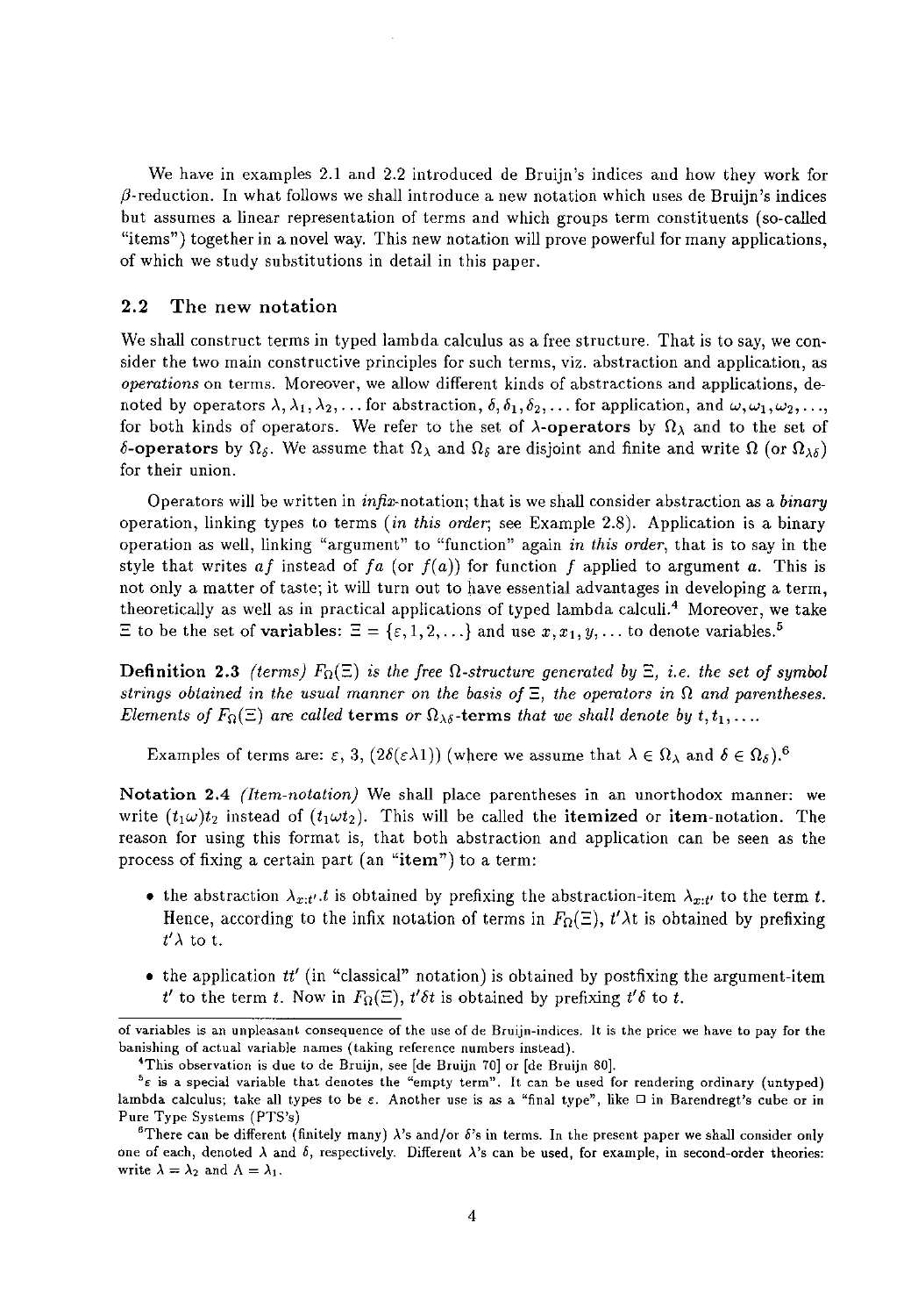We have in examples 2.1 and 2.2 introduced de Bruijn's indices and how they work for $\beta$-reduction. In what follows we shall introduce a new notation which uses de Bruijn's indices but assumes a linear representation of terms and which groups term constituents (so-called "items") together in a novel way. This new notation will prove powerful for many applications, of which we study substitutions in detail in this paper.

## 2.2 The new notation

We shall construct terms in typed lambda calculus as a free structure. That is to say, we consider the two main constructive principles for such terms, viz. abstraction and application, as *operations* on terms. Moreover, we allow different kinds of abstractions and applications, denoted by operators $\lambda, \lambda_1, \lambda_2, \ldots$ for abstraction, $\delta, \delta_1, \delta_2, \ldots$ for application, and $\omega, \omega_1, \omega_2, \ldots$, for both kinds of operators. We refer to the set of **$\lambda$-operators** by $\Omega_\lambda$ and to the set of **$\delta$-operators** by $\Omega_\delta$. We assume that $\Omega_\lambda$ and $\Omega_\delta$ are disjoint and finite and write $\Omega$ (or $\Omega_{\lambda\delta}$) for their union.

Operators will be written in *infix*-notation; that is we shall consider abstraction as a *binary* operation, linking types to terms (*in this order*; see Example 2.8). Application is a binary operation as well, linking "argument" to "function" again *in this order*, that is to say in the style that writes $af$ instead of $fa$ (or $f(a)$) for function $f$ applied to argument $a$. This is not only a matter of taste; it will turn out to have essential advantages in developing a term, theoretically as well as in practical applications of typed lambda calculi.[4] Moreover, we take $\Xi$ to be the set of **variables**: $\Xi = \{\varepsilon, 1, 2, \ldots\}$ and use $x, x_1, y, \ldots$ to denote variables.[5]

**Definition 2.3** *(terms) $F_\Omega(\Xi)$ is the free $\Omega$-structure generated by $\Xi$, i.e. the set of symbol strings obtained in the usual manner on the basis of $\Xi$, the operators in $\Omega$ and parentheses. Elements of $F_\Omega(\Xi)$ are called* **terms** *or* **$\Omega_{\lambda\delta}$-terms** *that we shall denote by $t, t_1, \ldots$.*

Examples of terms are: $\varepsilon$, 3, $(2\delta(\varepsilon\lambda 1))$ (where we assume that $\lambda \in \Omega_\lambda$ and $\delta \in \Omega_\delta$).[6]

**Notation 2.4** *(Item-notation)* We shall place parentheses in an unorthodox manner: we write $(t_1\omega)t_2$ instead of $(t_1\omega t_2)$. This will be called the **itemized** or **item**-notation. The reason for using this format is, that both abstraction and application can be seen as the process of fixing a certain part (an "**item**") to a term:

- the abstraction $\lambda_{x:t'}.t$ is obtained by prefixing the abstraction-item $\lambda_{x:t'}$ to the term $t$. Hence, according to the infix notation of terms in $F_\Omega(\Xi)$, $t'\lambda t$ is obtained by prefixing $t'\lambda$ to t.
- the application $tt'$ (in "classical" notation) is obtained by postfixing the argument-item $t'$ to the term $t$. Now in $F_\Omega(\Xi)$, $t'\delta t$ is obtained by prefixing $t'\delta$ to $t$.

---

of variables is an unpleasant consequence of the use of de Bruijn-indices. It is the price we have to pay for the banishing of actual variable names (taking reference numbers instead).

[4] This observation is due to de Bruijn, see [de Bruijn 70] or [de Bruijn 80].

[5] $\varepsilon$ is a special variable that denotes the "empty term". It can be used for rendering ordinary (untyped) lambda calculus; take all types to be $\varepsilon$. Another use is as a "final type", like $\square$ in Barendregt's cube or in Pure Type Systems (PTS's)

[6] There can be different (finitely many) $\lambda$'s and/or $\delta$'s in terms. In the present paper we shall consider only one of each, denoted $\lambda$ and $\delta$, respectively. Different $\lambda$'s can be used, for example, in second-order theories: write $\lambda = \lambda_2$ and $\Lambda = \lambda_1$.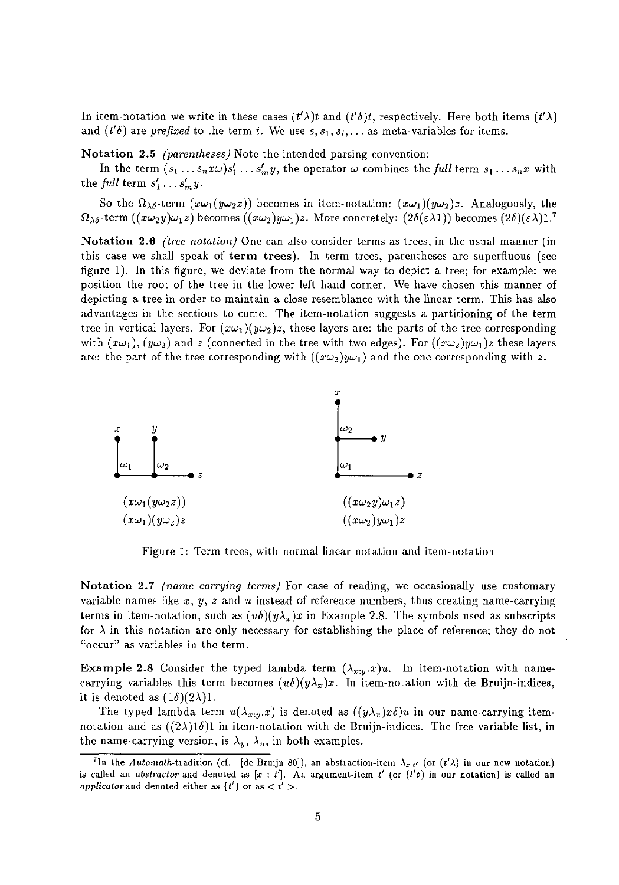In item-notation we write in these cases $(t'\lambda)t$ and $(t'\delta)t$, respectively. Here both items $(t'\lambda)$ and $(t'\delta)$ are *prefixed* to the term $t$. We use $s, s_1, s_i, \ldots$ as meta-variables for items.

**Notation 2.5** *(parentheses)* Note the intended parsing convention:

In the term $(s_1 \ldots s_n x\omega)s'_1 \ldots s'_m y$, the operator $\omega$ combines the *full* term $s_1 \ldots s_n x$ with the *full* term $s'_1 \ldots s'_m y$.

So the $\Omega_{\lambda\delta}$-term $(x\omega_1(y\omega_2 z))$ becomes in item-notation: $(x\omega_1)(y\omega_2)z$. Analogously, the $\Omega_{\lambda\delta}$-term $((x\omega_2 y)\omega_1 z)$ becomes $((x\omega_2)y\omega_1)z$. More concretely: $(2\delta(\varepsilon\lambda 1))$ becomes $(2\delta)(\varepsilon\lambda)1$.[7]

**Notation 2.6** *(tree notation)* One can also consider terms as trees, in the usual manner (in this case we shall speak of **term trees**). In term trees, parentheses are superfluous (see figure 1). In this figure, we deviate from the normal way to depict a tree; for example: we position the root of the tree in the lower left hand corner. We have chosen this manner of depicting a tree in order to maintain a close resemblance with the linear term. This has also advantages in the sections to come. The item-notation suggests a partitioning of the term tree in vertical layers. For $(x\omega_1)(y\omega_2)z$, these layers are: the parts of the tree corresponding with $(x\omega_1)$, $(y\omega_2)$ and $z$ (connected in the tree with two edges). For $((x\omega_2)y\omega_1)z$ these layers are: the part of the tree corresponding with $((x\omega_2)y\omega_1)$ and the one corresponding with $z$.

$(x\omega_1(y\omega_2 z))$
$(x\omega_1)(y\omega_2)z$

$((x\omega_2 y)\omega_1 z)$
$((x\omega_2)y\omega_1)z$

Figure 1: Term trees, with normal linear notation and item-notation

**Notation 2.7** *(name carrying terms)* For ease of reading, we occasionally use customary variable names like $x$, $y$, $z$ and $u$ instead of reference numbers, thus creating name-carrying terms in item-notation, such as $(u\delta)(y\lambda_x)x$ in Example 2.8. The symbols used as subscripts for $\lambda$ in this notation are only necessary for establishing the place of reference; they do not "occur" as variables in the term.

**Example 2.8** Consider the typed lambda term $(\lambda_{x:y}.x)u$. In item-notation with name-carrying variables this term becomes $(u\delta)(y\lambda_x)x$. In item-notation with de Bruijn-indices, it is denoted as $(1\delta)(2\lambda)1$.

The typed lambda term $u(\lambda_{x:y}.x)$ is denoted as $((y\lambda_x)x\delta)u$ in our name-carrying item-notation and as $((2\lambda)1\delta)1$ in item-notation with de Bruijn-indices. The free variable list, in the name-carrying version, is $\lambda_y$, $\lambda_u$, in both examples.

[7] In the *Automath*-tradition (cf. [de Bruijn 80]), an abstraction-item $\lambda_{x:t'}$ (or $(t'\lambda)$ in our new notation) is called an *abstractor* and denoted as $[x : t']$. An argument-item $t'$ (or $(t'\delta)$ in our notation) is called an *applicator* and denoted either as $\{t'\}$ or as $< t' >$.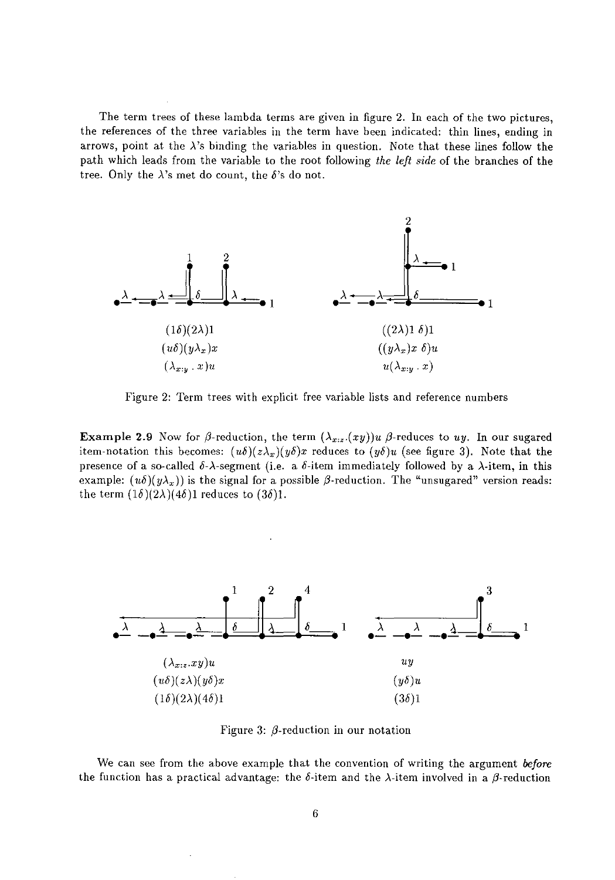The term trees of these lambda terms are given in figure 2. In each of the two pictures, the references of the three variables in the term have been indicated: thin lines, ending in arrows, point at the $\lambda$'s binding the variables in question. Note that these lines follow the path which leads from the variable to the root following *the left side* of the branches of the tree. Only the $\lambda$'s met do count, the $\delta$'s do not.

$(1\delta)(2\lambda)1$ $\qquad$ $((2\lambda)1\ \delta)1$

$(u\delta)(y\lambda_x)x$ $\qquad$ $((y\lambda_x)x\ \delta)u$

$(\lambda_{x:y}\ .\ x)u$ $\qquad$ $u(\lambda_{x:y}\ .\ x)$

Figure 2: Term trees with explicit free variable lists and reference numbers

**Example 2.9** Now for $\beta$-reduction, the term $(\lambda_{x:z}.(xy))u$ $\beta$-reduces to $uy$. In our sugared item-notation this becomes: $(u\delta)(z\lambda_x)(y\delta)x$ reduces to $(y\delta)u$ (see figure 3). Note that the presence of a so-called $\delta$-$\lambda$-segment (i.e. a $\delta$-item immediately followed by a $\lambda$-item, in this example: $(u\delta)(y\lambda_x)$) is the signal for a possible $\beta$-reduction. The "unsugared" version reads: the term $(1\delta)(2\lambda)(4\delta)1$ reduces to $(3\delta)1$.

$(\lambda_{x:z}.xy)u$ $\qquad$ $uy$

$(u\delta)(z\lambda)(y\delta)x$ $\qquad$ $(y\delta)u$

$(1\delta)(2\lambda)(4\delta)1$ $\qquad$ $(3\delta)1$

Figure 3: $\beta$-reduction in our notation

We can see from the above example that the convention of writing the argument *before* the function has a practical advantage: the $\delta$-item and the $\lambda$-item involved in a $\beta$-reduction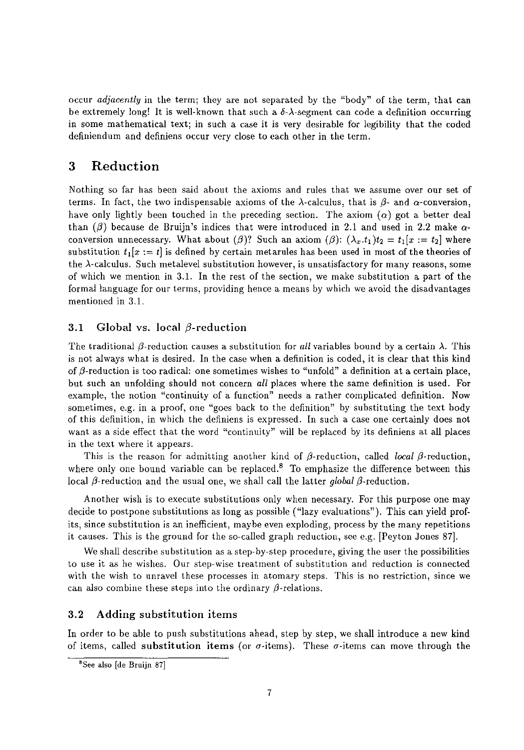occur *adjacently* in the term; they are not separated by the "body" of the term, that can be extremely long! It is well-known that such a $\delta$-$\lambda$-segment can code a definition occurring in some mathematical text; in such a case it is very desirable for legibility that the coded definiendum and definiens occur very close to each other in the term.

# 3 Reduction

Nothing so far has been said about the axioms and rules that we assume over our set of terms. In fact, the two indispensable axioms of the $\lambda$-calculus, that is $\beta$- and $\alpha$-conversion, have only lightly been touched in the preceding section. The axiom ($\alpha$) got a better deal than ($\beta$) because de Bruijn's indices that were introduced in 2.1 and used in 2.2 make $\alpha$-conversion unnecessary. What about ($\beta$)? Such an axiom ($\beta$): $(\lambda_x.t_1)t_2 = t_1[x := t_2]$ where substitution $t_1[x := t]$ is defined by certain metarules has been used in most of the theories of the $\lambda$-calculus. Such metalevel substitution however, is unsatisfactory for many reasons, some of which we mention in 3.1. In the rest of the section, we make substitution a part of the formal language for our terms, providing hence a means by which we avoid the disadvantages mentioned in 3.1.

## 3.1 Global vs. local $\beta$-reduction

The traditional $\beta$-reduction causes a substitution for *all* variables bound by a certain $\lambda$. This is not always what is desired. In the case when a definition is coded, it is clear that this kind of $\beta$-reduction is too radical: one sometimes wishes to "unfold" a definition at a certain place, but such an unfolding should not concern *all* places where the same definition is used. For example, the notion "continuity of a function" needs a rather complicated definition. Now sometimes, e.g. in a proof, one "goes back to the definition" by substituting the text body of this definition, in which the definiens is expressed. In such a case one certainly does not want as a side effect that the word "continuity" will be replaced by its definiens at all places in the text where it appears.

This is the reason for admitting another kind of $\beta$-reduction, called *local* $\beta$-reduction, where only one bound variable can be replaced.[8] To emphasize the difference between this local $\beta$-reduction and the usual one, we shall call the latter *global* $\beta$-reduction.

Another wish is to execute substitutions only when necessary. For this purpose one may decide to postpone substitutions as long as possible ("lazy evaluations"). This can yield profits, since substitution is an inefficient, maybe even exploding, process by the many repetitions it causes. This is the ground for the so-called graph reduction, see e.g. [Peyton Jones 87].

We shall describe substitution as a step-by-step procedure, giving the user the possibilities to use it as he wishes. Our step-wise treatment of substitution and reduction is connected with the wish to unravel these processes in atomary steps. This is no restriction, since we can also combine these steps into the ordinary $\beta$-relations.

## 3.2 Adding substitution items

In order to be able to push substitutions ahead, step by step, we shall introduce a new kind of items, called **substitution items** (or $\sigma$-items). These $\sigma$-items can move through the

[8] See also [de Bruijn 87]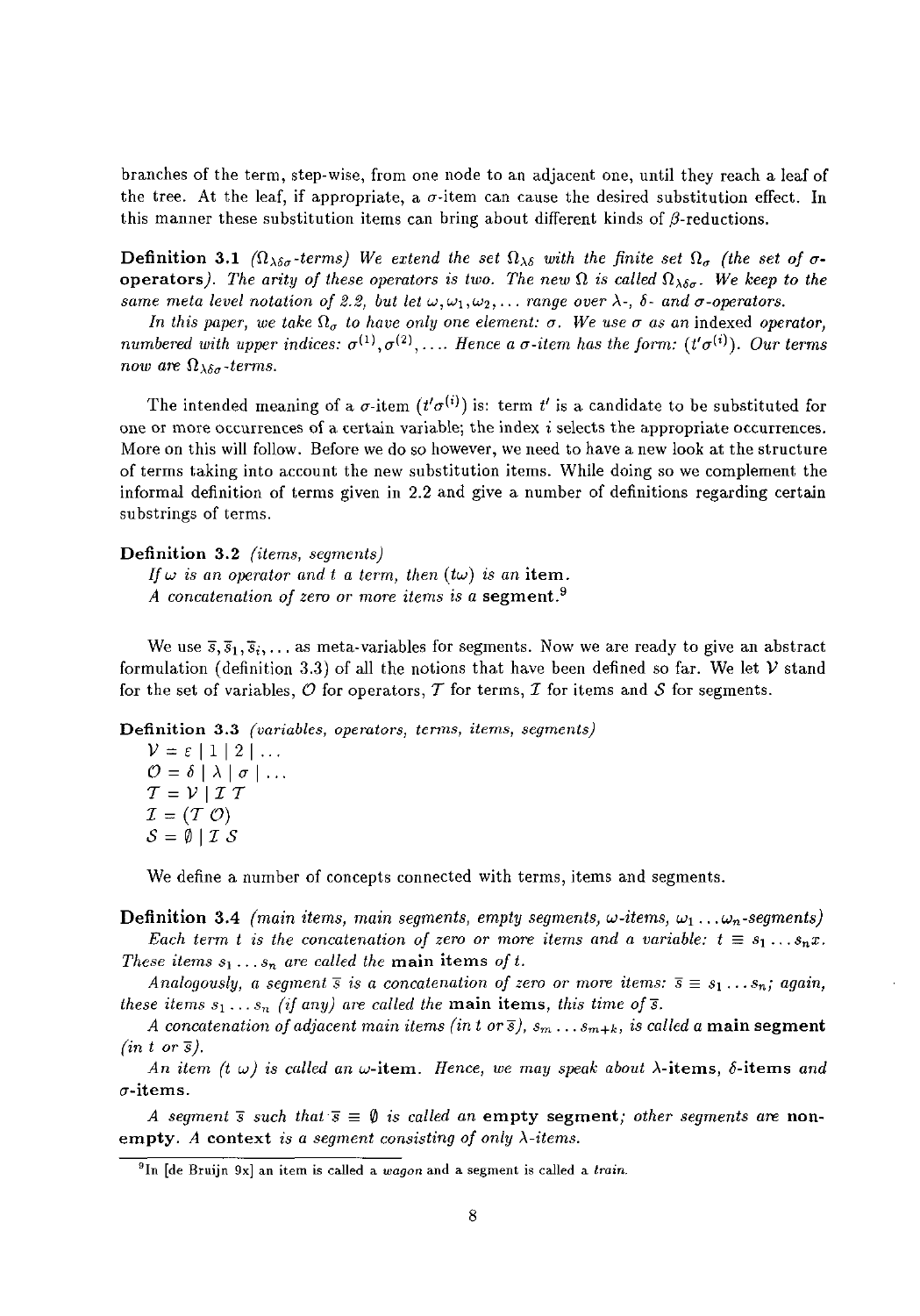branches of the term, step-wise, from one node to an adjacent one, until they reach a leaf of the tree. At the leaf, if appropriate, a $\sigma$-item can cause the desired substitution effect. In this manner these substitution items can bring about different kinds of $\beta$-reductions.

**Definition 3.1** *($\Omega_{\lambda\delta\sigma}$-terms) We extend the set $\Omega_{\lambda\delta}$ with the finite set $\Omega_\sigma$ (the set of* **$\sigma$-operators***). The arity of these operators is two. The new $\Omega$ is called $\Omega_{\lambda\delta\sigma}$. We keep to the same meta level notation of 2.2, but let $\omega, \omega_1, \omega_2, \ldots$ range over $\lambda$-, $\delta$- and $\sigma$-operators.*

*In this paper, we take $\Omega_\sigma$ to have only one element: $\sigma$. We use $\sigma$ as an* indexed *operator, numbered with upper indices: $\sigma^{(1)}, \sigma^{(2)}, \ldots$. Hence a $\sigma$-item has the form: $(t'\sigma^{(i)})$. Our terms now are $\Omega_{\lambda\delta\sigma}$-terms.*

The intended meaning of a $\sigma$-item $(t'\sigma^{(i)})$ is: term $t'$ is a candidate to be substituted for one or more occurrences of a certain variable; the index $i$ selects the appropriate occurrences. More on this will follow. Before we do so however, we need to have a new look at the structure of terms taking into account the new substitution items. While doing so we complement the informal definition of terms given in 2.2 and give a number of definitions regarding certain substrings of terms.

**Definition 3.2** *(items, segments)*
*If $\omega$ is an operator and $t$ a term, then $(t\omega)$ is an* **item**.
*A concatenation of zero or more items is a* **segment**.[9]

We use $\bar{s}, \bar{s}_1, \bar{s}_i, \ldots$ as meta-variables for segments. Now we are ready to give an abstract formulation (definition 3.3) of all the notions that have been defined so far. We let $\mathcal{V}$ stand for the set of variables, $\mathcal{O}$ for operators, $\mathcal{T}$ for terms, $\mathcal{I}$ for items and $\mathcal{S}$ for segments.

**Definition 3.3** *(variables, operators, terms, items, segments)*

$\mathcal{V} = \varepsilon \mid 1 \mid 2 \mid \ldots$
$\mathcal{O} = \delta \mid \lambda \mid \sigma \mid \ldots$
$\mathcal{T} = \mathcal{V} \mid \mathcal{I}\ \mathcal{T}$
$\mathcal{I} = (\mathcal{T}\ \mathcal{O})$
$\mathcal{S} = \emptyset \mid \mathcal{I}\ \mathcal{S}$

We define a number of concepts connected with terms, items and segments.

**Definition 3.4** *(main items, main segments, empty segments, $\omega$-items, $\omega_1 \ldots \omega_n$-segments)*
*Each term $t$ is the concatenation of zero or more items and a variable: $t \equiv s_1 \ldots s_n x$. These items $s_1 \ldots s_n$ are called the* **main items** *of $t$.*

*Analogously, a segment $\bar{s}$ is a concatenation of zero or more items: $\bar{s} \equiv s_1 \ldots s_n$; again, these items $s_1 \ldots s_n$ (if any) are called the* **main items**, *this time of $\bar{s}$.*

*A concatenation of adjacent main items (in $t$ or $\bar{s}$), $s_m \ldots s_{m+k}$, is called a* **main segment** *(in $t$ or $\bar{s}$).*

*An item $(t\ \omega)$ is called an* **$\omega$-item**. *Hence, we may speak about* **$\lambda$-items**, **$\delta$-items** *and* **$\sigma$-items**.

*A segment $\bar{s}$ such that $\bar{s} \equiv \emptyset$ is called an* **empty segment**; *other segments are* **non-empty**. *A* **context** *is a segment consisting of only $\lambda$-items.*

[9] In [de Bruijn 9x] an item is called a *wagon* and a segment is called a *train*.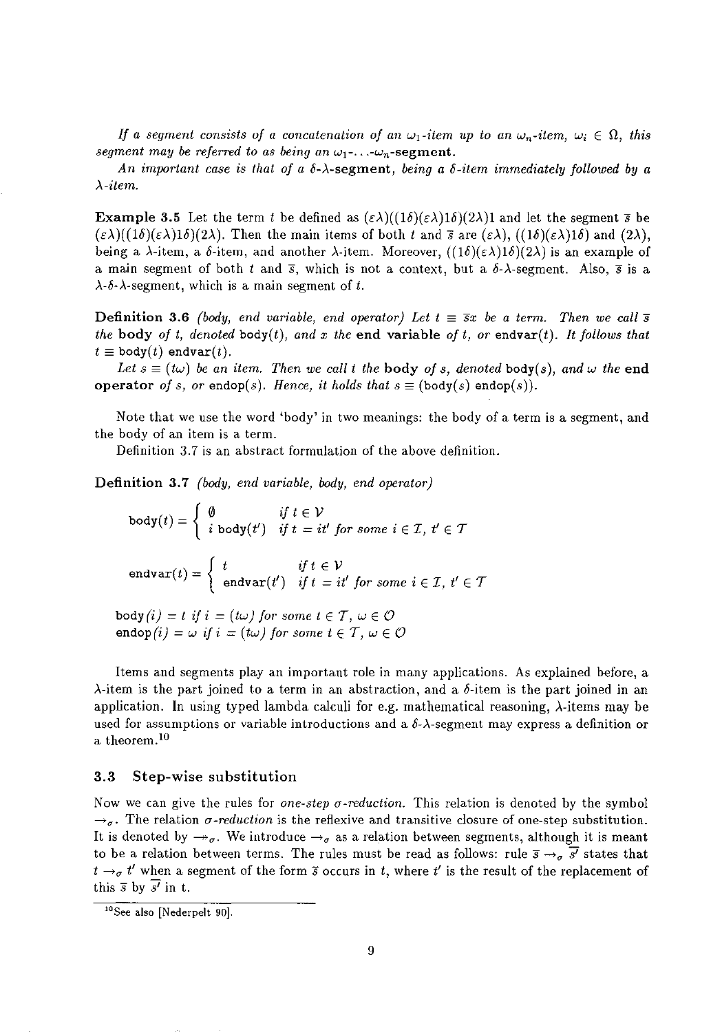*If a segment consists of a concatenation of an $\omega_1$-item up to an $\omega_n$-item, $\omega_i \in \Omega$, this segment may be referred to as being an $\omega_1$-...-$\omega_n$-***segment**.

*An important case is that of a $\delta$-$\lambda$-***segment***, being a $\delta$-item immediately followed by a $\lambda$-item.*

**Example 3.5** Let the term $t$ be defined as $(\varepsilon\lambda)((1\delta)(\varepsilon\lambda)1\delta)(2\lambda)1$ and let the segment $\overline{s}$ be $(\varepsilon\lambda)((1\delta)(\varepsilon\lambda)1\delta)(2\lambda)$. Then the main items of both $t$ and $\overline{s}$ are $(\varepsilon\lambda)$, $((1\delta)(\varepsilon\lambda)1\delta)$ and $(2\lambda)$, being a $\lambda$-item, a $\delta$-item, and another $\lambda$-item. Moreover, $((1\delta)(\varepsilon\lambda)1\delta)(2\lambda)$ is an example of a main segment of both $t$ and $\overline{s}$, which is not a context, but a $\delta$-$\lambda$-segment. Also, $\overline{s}$ is a $\lambda$-$\delta$-$\lambda$-segment, which is a main segment of $t$.

**Definition 3.6** *(body, end variable, end operator) Let $t \equiv \overline{s}x$ be a term. Then we call $\overline{s}$ the* **body** *of $t$, denoted* body$(t)$*, and $x$ the* **end variable** *of $t$, or* endvar$(t)$*. It follows that $t \equiv$ body$(t)$ endvar$(t)$.*

*Let $s \equiv (t\omega)$ be an item. Then we call $t$ the* **body** *of $s$, denoted* body$(s)$*, and $\omega$ the* **end operator** *of $s$, or* endop$(s)$*. Hence, it holds that $s \equiv$ (body$(s)$ endop$(s)$).*

Note that we use the word 'body' in two meanings: the body of a term is a segment, and the body of an item is a term.

Definition 3.7 is an abstract formulation of the above definition.

**Definition 3.7** *(body, end variable, body, end operator)*

$$\texttt{body}(t) = \begin{cases} \emptyset & \text{if } t \in \mathcal{V} \\ i\ \texttt{body}(t') & \text{if } t = it' \text{ for some } i \in \mathcal{I},\ t' \in \mathcal{T} \end{cases}$$

$$\texttt{endvar}(t) = \begin{cases} t & \text{if } t \in \mathcal{V} \\ \texttt{endvar}(t') & \text{if } t = it' \text{ for some } i \in \mathcal{I},\ t' \in \mathcal{T} \end{cases}$$

$\texttt{body}(i) = t$ *if* $i = (t\omega)$ *for some* $t \in \mathcal{T}$, $\omega \in \mathcal{O}$
$\texttt{endop}(i) = \omega$ *if* $i = (t\omega)$ *for some* $t \in \mathcal{T}$, $\omega \in \mathcal{O}$

Items and segments play an important role in many applications. As explained before, a $\lambda$-item is the part joined to a term in an abstraction, and a $\delta$-item is the part joined in an application. In using typed lambda calculi for e.g. mathematical reasoning, $\lambda$-items may be used for assumptions or variable introductions and a $\delta$-$\lambda$-segment may express a definition or a theorem.[10]

## 3.3 Step-wise substitution

Now we can give the rules for *one-step $\sigma$-reduction*. This relation is denoted by the symbol $\rightarrow_\sigma$. The relation *$\sigma$-reduction* is the reflexive and transitive closure of one-step substitution. It is denoted by $\twoheadrightarrow_\sigma$. We introduce $\rightarrow_\sigma$ as a relation between segments, although it is meant to be a relation between terms. The rules must be read as follows: rule $\overline{s} \rightarrow_\sigma \overline{s'}$ states that $t \rightarrow_\sigma t'$ when a segment of the form $\overline{s}$ occurs in $t$, where $t'$ is the result of the replacement of this $\overline{s}$ by $\overline{s'}$ in t.

[10] See also [Nederpelt 90].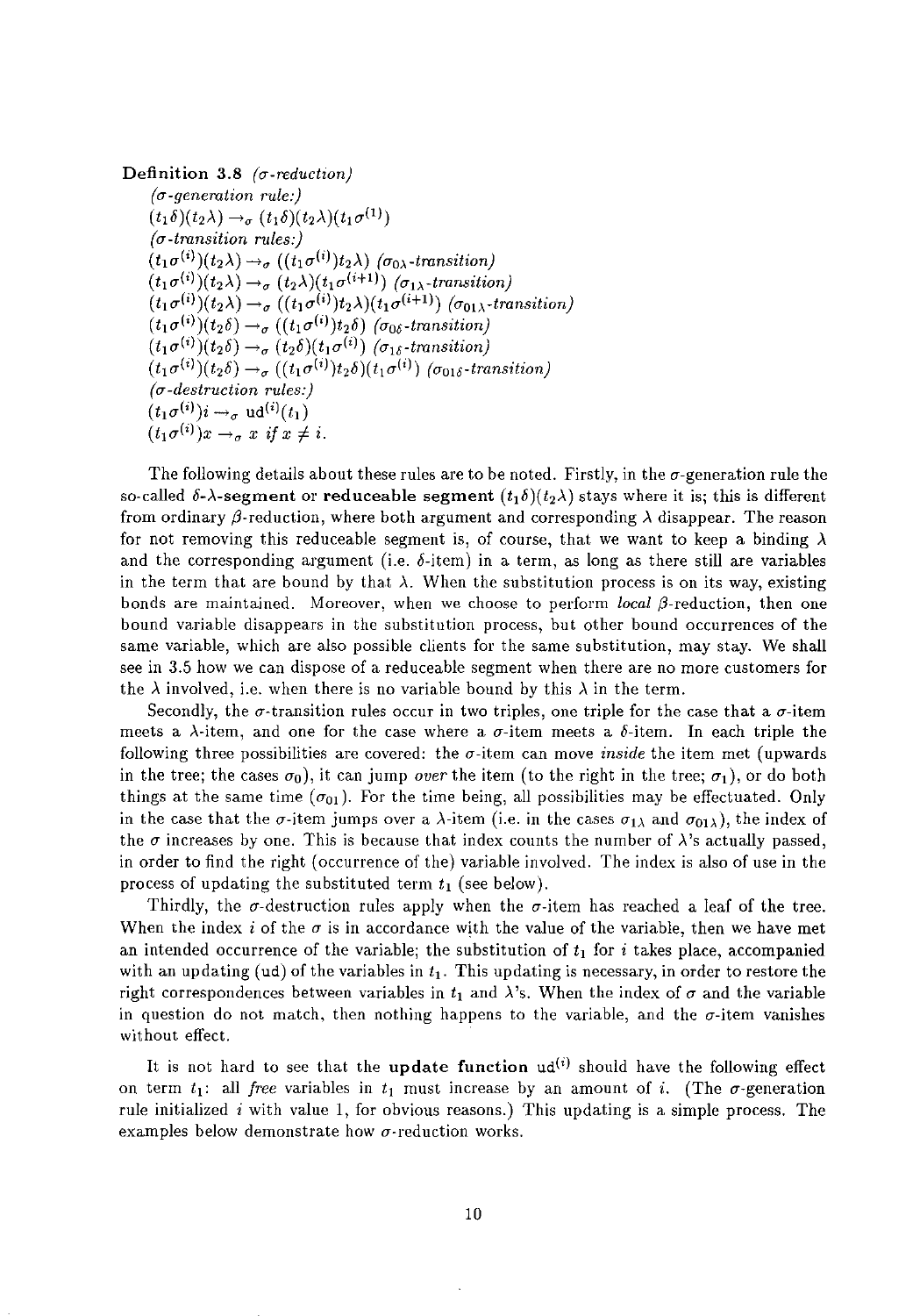**Definition 3.8** *(σ-reduction)*

*(σ-generation rule:)*

$(t_1\delta)(t_2\lambda) \to_\sigma (t_1\delta)(t_2\lambda)(t_1\sigma^{(1)})$

*(σ-transition rules:)*

$(t_1\sigma^{(i)})(t_2\lambda) \to_\sigma ((t_1\sigma^{(i)})t_2\lambda)$ *($\sigma_{0\lambda}$-transition)*

$(t_1\sigma^{(i)})(t_2\lambda) \to_\sigma (t_2\lambda)(t_1\sigma^{(i+1)})$ *($\sigma_{1\lambda}$-transition)*

$(t_1\sigma^{(i)})(t_2\lambda) \to_\sigma ((t_1\sigma^{(i)})t_2\lambda)(t_1\sigma^{(i+1)})$ *($\sigma_{01\lambda}$-transition)*

$(t_1\sigma^{(i)})(t_2\delta) \to_\sigma ((t_1\sigma^{(i)})t_2\delta)$ *($\sigma_{0\delta}$-transition)*

$(t_1\sigma^{(i)})(t_2\delta) \to_\sigma (t_2\delta)(t_1\sigma^{(i)})$ *($\sigma_{1\delta}$-transition)*

$(t_1\sigma^{(i)})(t_2\delta) \to_\sigma ((t_1\sigma^{(i)})t_2\delta)(t_1\sigma^{(i)})$ *($\sigma_{01\delta}$-transition)*

*(σ-destruction rules:)*

$(t_1\sigma^{(i)})i \to_\sigma \mathrm{ud}^{(i)}(t_1)$

$(t_1\sigma^{(i)})x \to_\sigma x$ *if* $x \neq i$.

The following details about these rules are to be noted. Firstly, in the $\sigma$-generation rule the so-called **$\delta$-$\lambda$-segment** or **reduceable segment** $(t_1\delta)(t_2\lambda)$ stays where it is; this is different from ordinary $\beta$-reduction, where both argument and corresponding $\lambda$ disappear. The reason for not removing this reduceable segment is, of course, that we want to keep a binding $\lambda$ and the corresponding argument (i.e. $\delta$-item) in a term, as long as there still are variables in the term that are bound by that $\lambda$. When the substitution process is on its way, existing bonds are maintained. Moreover, when we choose to perform *local* $\beta$-reduction, then one bound variable disappears in the substitution process, but other bound occurrences of the same variable, which are also possible clients for the same substitution, may stay. We shall see in 3.5 how we can dispose of a reduceable segment when there are no more customers for the $\lambda$ involved, i.e. when there is no variable bound by this $\lambda$ in the term.

Secondly, the $\sigma$-transition rules occur in two triples, one triple for the case that a $\sigma$-item meets a $\lambda$-item, and one for the case where a $\sigma$-item meets a $\delta$-item. In each triple the following three possibilities are covered: the $\sigma$-item can move *inside* the item met (upwards in the tree; the cases $\sigma_0$), it can jump *over* the item (to the right in the tree; $\sigma_1$), or do both things at the same time ($\sigma_{01}$). For the time being, all possibilities may be effectuated. Only in the case that the $\sigma$-item jumps over a $\lambda$-item (i.e. in the cases $\sigma_{1\lambda}$ and $\sigma_{01\lambda}$), the index of the $\sigma$ increases by one. This is because that index counts the number of $\lambda$'s actually passed, in order to find the right (occurrence of the) variable involved. The index is also of use in the process of updating the substituted term $t_1$ (see below).

Thirdly, the $\sigma$-destruction rules apply when the $\sigma$-item has reached a leaf of the tree. When the index $i$ of the $\sigma$ is in accordance with the value of the variable, then we have met an intended occurrence of the variable; the substitution of $t_1$ for $i$ takes place, accompanied with an updating (ud) of the variables in $t_1$. This updating is necessary, in order to restore the right correspondences between variables in $t_1$ and $\lambda$'s. When the index of $\sigma$ and the variable in question do not match, then nothing happens to the variable, and the $\sigma$-item vanishes without effect.

It is not hard to see that the **update function** $\mathrm{ud}^{(i)}$ should have the following effect on term $t_1$: all *free* variables in $t_1$ must increase by an amount of $i$. (The $\sigma$-generation rule initialized $i$ with value 1, for obvious reasons.) This updating is a simple process. The examples below demonstrate how $\sigma$-reduction works.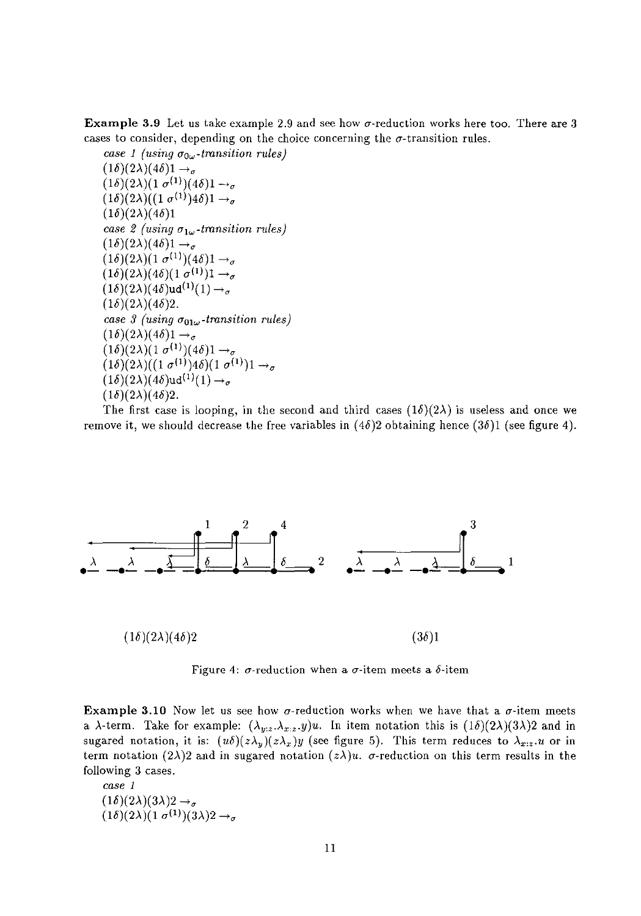**Example 3.9** Let us take example 2.9 and see how $\sigma$-reduction works here too. There are 3 cases to consider, depending on the choice concerning the $\sigma$-transition rules.

*case 1 (using $\sigma_{0\omega}$-transition rules)*

$(1\delta)(2\lambda)(4\delta)1 \to_\sigma$
$(1\delta)(2\lambda)(1\ \sigma^{(1)})(4\delta)1 \to_\sigma$
$(1\delta)(2\lambda)((1\ \sigma^{(1)})4\delta)1 \to_\sigma$
$(1\delta)(2\lambda)(4\delta)1$

*case 2 (using $\sigma_{1\omega}$-transition rules)*

$(1\delta)(2\lambda)(4\delta)1 \to_\sigma$
$(1\delta)(2\lambda)(1\ \sigma^{(1)})(4\delta)1 \to_\sigma$
$(1\delta)(2\lambda)(4\delta)(1\ \sigma^{(1)})1 \to_\sigma$
$(1\delta)(2\lambda)(4\delta)\mathrm{ud}^{(1)}(1) \to_\sigma$
$(1\delta)(2\lambda)(4\delta)2.$

*case 3 (using $\sigma_{01\omega}$-transition rules)*

$(1\delta)(2\lambda)(4\delta)1 \to_\sigma$
$(1\delta)(2\lambda)(1\ \sigma^{(1)})(4\delta)1 \to_\sigma$
$(1\delta)(2\lambda)((1\ \sigma^{(1)})4\delta)(1\ \sigma^{(1)})1 \to_\sigma$
$(1\delta)(2\lambda)(4\delta)\mathrm{ud}^{(1)}(1) \to_\sigma$
$(1\delta)(2\lambda)(4\delta)2.$

The first case is looping, in the second and third cases $(1\delta)(2\lambda)$ is useless and once we remove it, we should decrease the free variables in $(4\delta)2$ obtaining hence $(3\delta)1$ (see figure 4).

$(1\delta)(2\lambda)(4\delta)2$ $\qquad\qquad$ $(3\delta)1$

Figure 4: $\sigma$-reduction when a $\sigma$-item meets a $\delta$-item

**Example 3.10** Now let us see how $\sigma$-reduction works when we have that a $\sigma$-item meets a $\lambda$-term. Take for example: $(\lambda_{y:z}.\lambda_{x:z}.y)u$. In item notation this is $(1\delta)(2\lambda)(3\lambda)2$ and in sugared notation, it is: $(u\delta)(z\lambda_y)(z\lambda_x)y$ (see figure 5). This term reduces to $\lambda_{x:z}.u$ or in term notation $(2\lambda)2$ and in sugared notation $(z\lambda)u$. $\sigma$-reduction on this term results in the following 3 cases.

*case 1*

$(1\delta)(2\lambda)(3\lambda)2 \to_\sigma$
$(1\delta)(2\lambda)(1\ \sigma^{(1)})(3\lambda)2 \to_\sigma$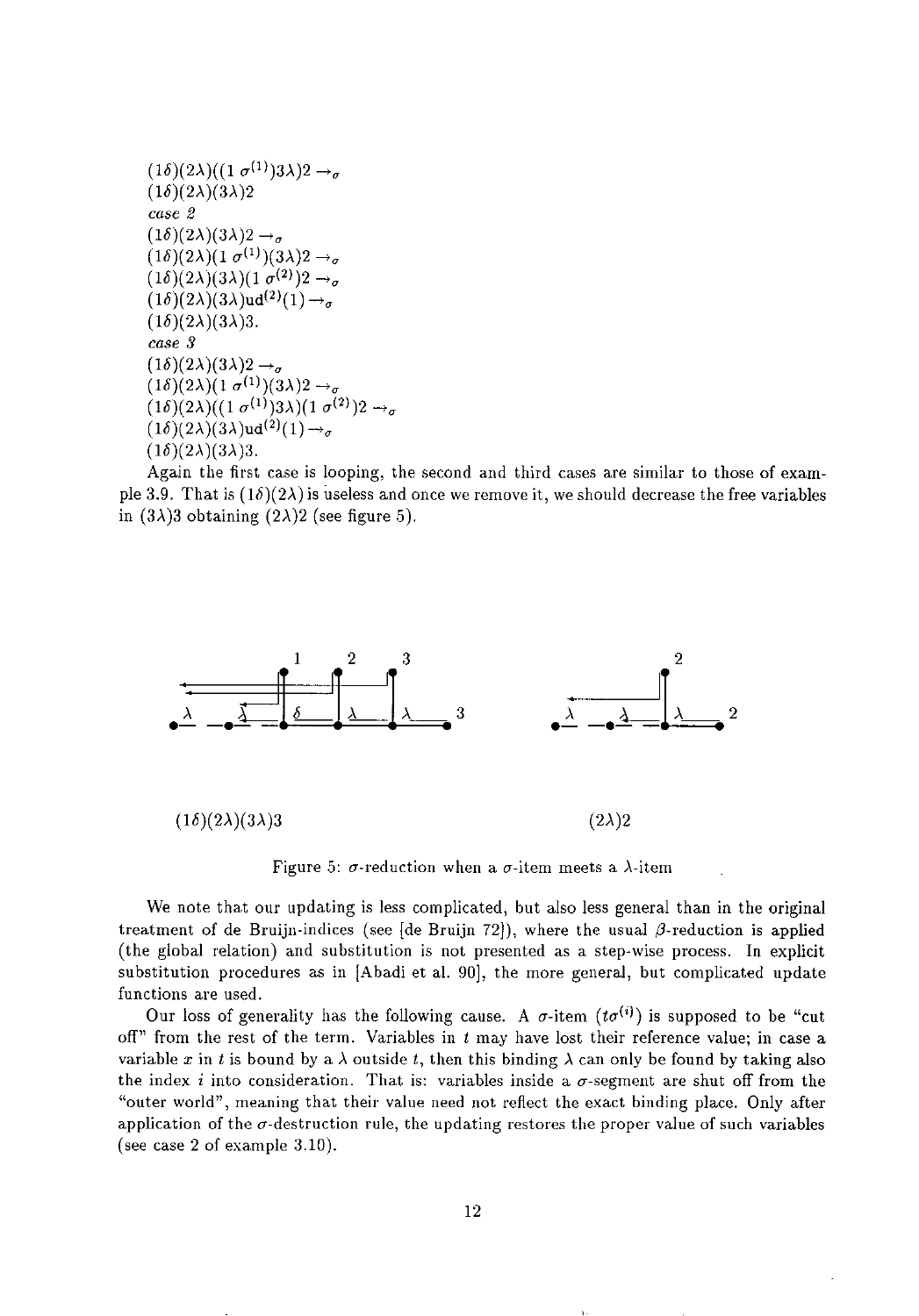$(1\delta)(2\lambda)((1\ \sigma^{(1)})3\lambda)2 \rightarrow_\sigma$
$(1\delta)(2\lambda)(3\lambda)2$

*case 2*

$(1\delta)(2\lambda)(3\lambda)2 \rightarrow_\sigma$
$(1\delta)(2\lambda)(1\ \sigma^{(1)})(3\lambda)2 \rightarrow_\sigma$
$(1\delta)(2\lambda)(3\lambda)(1\ \sigma^{(2)})2 \rightarrow_\sigma$
$(1\delta)(2\lambda)(3\lambda)\mathsf{ud}^{(2)}(1) \rightarrow_\sigma$
$(1\delta)(2\lambda)(3\lambda)3.$

*case 3*

$(1\delta)(2\lambda)(3\lambda)2 \rightarrow_\sigma$
$(1\delta)(2\lambda)(1\ \sigma^{(1)})(3\lambda)2 \rightarrow_\sigma$
$(1\delta)(2\lambda)((1\ \sigma^{(1)})3\lambda)(1\ \sigma^{(2)})2 \rightarrow_\sigma$
$(1\delta)(2\lambda)(3\lambda)\mathsf{ud}^{(2)}(1) \rightarrow_\sigma$
$(1\delta)(2\lambda)(3\lambda)3.$

Again the first case is looping, the second and third cases are similar to those of example 3.9. That is $(1\delta)(2\lambda)$ is useless and once we remove it, we should decrease the free variables in $(3\lambda)3$ obtaining $(2\lambda)2$ (see figure 5).

$(1\delta)(2\lambda)(3\lambda)3$ $\qquad\qquad$ $(2\lambda)2$

Figure 5: $\sigma$-reduction when a $\sigma$-item meets a $\lambda$-item

We note that our updating is less complicated, but also less general than in the original treatment of de Bruijn-indices (see [de Bruijn 72]), where the usual $\beta$-reduction is applied (the global relation) and substitution is not presented as a step-wise process. In explicit substitution procedures as in [Abadi et al. 90], the more general, but complicated update functions are used.

Our loss of generality has the following cause. A $\sigma$-item $(t\sigma^{(i)})$ is supposed to be "cut off" from the rest of the term. Variables in $t$ may have lost their reference value; in case a variable $x$ in $t$ is bound by a $\lambda$ outside $t$, then this binding $\lambda$ can only be found by taking also the index $i$ into consideration. That is: variables inside a $\sigma$-segment are shut off from the "outer world", meaning that their value need not reflect the exact binding place. Only after application of the $\sigma$-destruction rule, the updating restores the proper value of such variables (see case 2 of example 3.10).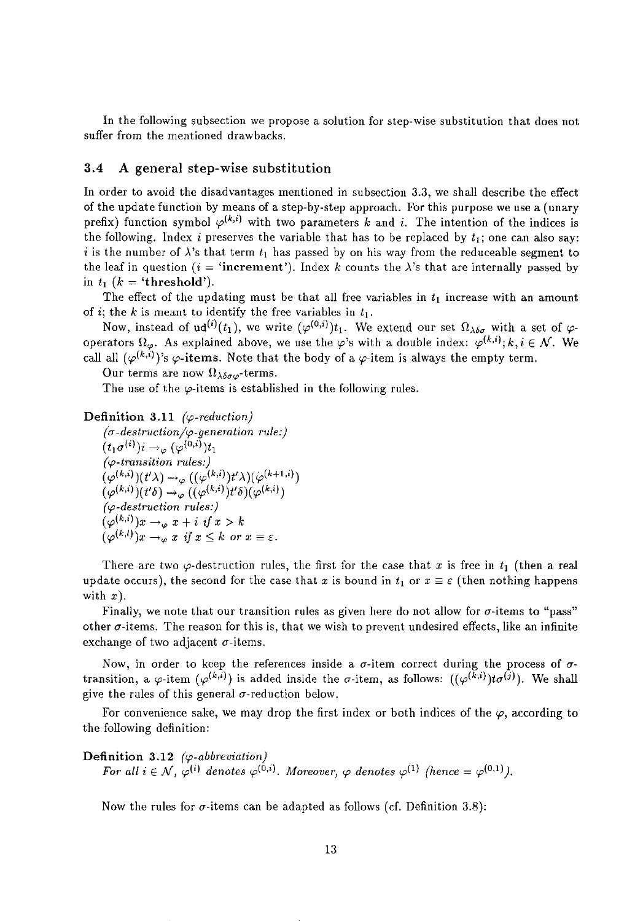In the following subsection we propose a solution for step-wise substitution that does not suffer from the mentioned drawbacks.

### 3.4 A general step-wise substitution

In order to avoid the disadvantages mentioned in subsection 3.3, we shall describe the effect of the update function by means of a step-by-step approach. For this purpose we use a (unary prefix) function symbol $\varphi^{(k,i)}$ with two parameters $k$ and $i$. The intention of the indices is the following. Index $i$ preserves the variable that has to be replaced by $t_1$; one can also say: $i$ is the number of $\lambda$'s that term $t_1$ has passed by on his way from the reduceable segment to the leaf in question ($i$ = '**increment**'). Index $k$ counts the $\lambda$'s that are internally passed by in $t_1$ ($k$ = '**threshold**').

The effect of the updating must be that all free variables in $t_1$ increase with an amount of $i$; the $k$ is meant to identify the free variables in $t_1$.

Now, instead of $\mathsf{ud}^{(i)}(t_1)$, we write $(\varphi^{(0,i)})t_1$. We extend our set $\Omega_{\lambda\delta\sigma}$ with a set of $\varphi$-operators $\Omega_\varphi$. As explained above, we use the $\varphi$'s with a double index: $\varphi^{(k,i)}; k, i \in \mathcal{N}$. We call all $(\varphi^{(k,i)})$'s **$\varphi$-items**. Note that the body of a $\varphi$-item is always the empty term.

Our terms are now $\Omega_{\lambda\delta\sigma\varphi}$-terms.

The use of the $\varphi$-items is established in the following rules.

**Definition 3.11** *($\varphi$-reduction)*

*($\sigma$-destruction/$\varphi$-generation rule:)*
$(t_1\sigma^{(i)})i \to_\varphi (\varphi^{(0,i)})t_1$
*($\varphi$-transition rules:)*
$(\varphi^{(k,i)})(t'\lambda) \to_\varphi ((\varphi^{(k,i)})t'\lambda)(\varphi^{(k+1,i)})$
$(\varphi^{(k,i)})(t'\delta) \to_\varphi ((\varphi^{(k,i)})t'\delta)(\varphi^{(k,i)})$
*($\varphi$-destruction rules:)*
$(\varphi^{(k,i)})x \to_\varphi x + i$ *if* $x > k$
$(\varphi^{(k,l)})x \to_\varphi x$ *if* $x \leq k$ *or* $x \equiv \varepsilon$.

There are two $\varphi$-destruction rules, the first for the case that $x$ is free in $t_1$ (then a real update occurs), the second for the case that $x$ is bound in $t_1$ or $x \equiv \varepsilon$ (then nothing happens with $x$).

Finally, we note that our transition rules as given here do not allow for $\sigma$-items to "pass" other $\sigma$-items. The reason for this is, that we wish to prevent undesired effects, like an infinite exchange of two adjacent $\sigma$-items.

Now, in order to keep the references inside a $\sigma$-item correct during the process of $\sigma$-transition, a $\varphi$-item $(\varphi^{(k,i)})$ is added inside the $\sigma$-item, as follows: $((\varphi^{(k,i)})t\sigma^{(j)})$. We shall give the rules of this general $\sigma$-reduction below.

For convenience sake, we may drop the first index or both indices of the $\varphi$, according to the following definition:

**Definition 3.12** *($\varphi$-abbreviation)*
*For all $i \in \mathcal{N}$, $\varphi^{(i)}$ denotes $\varphi^{(0,i)}$. Moreover, $\varphi$ denotes $\varphi^{(1)}$ (hence $= \varphi^{(0,1)}$).*

Now the rules for $\sigma$-items can be adapted as follows (cf. Definition 3.8):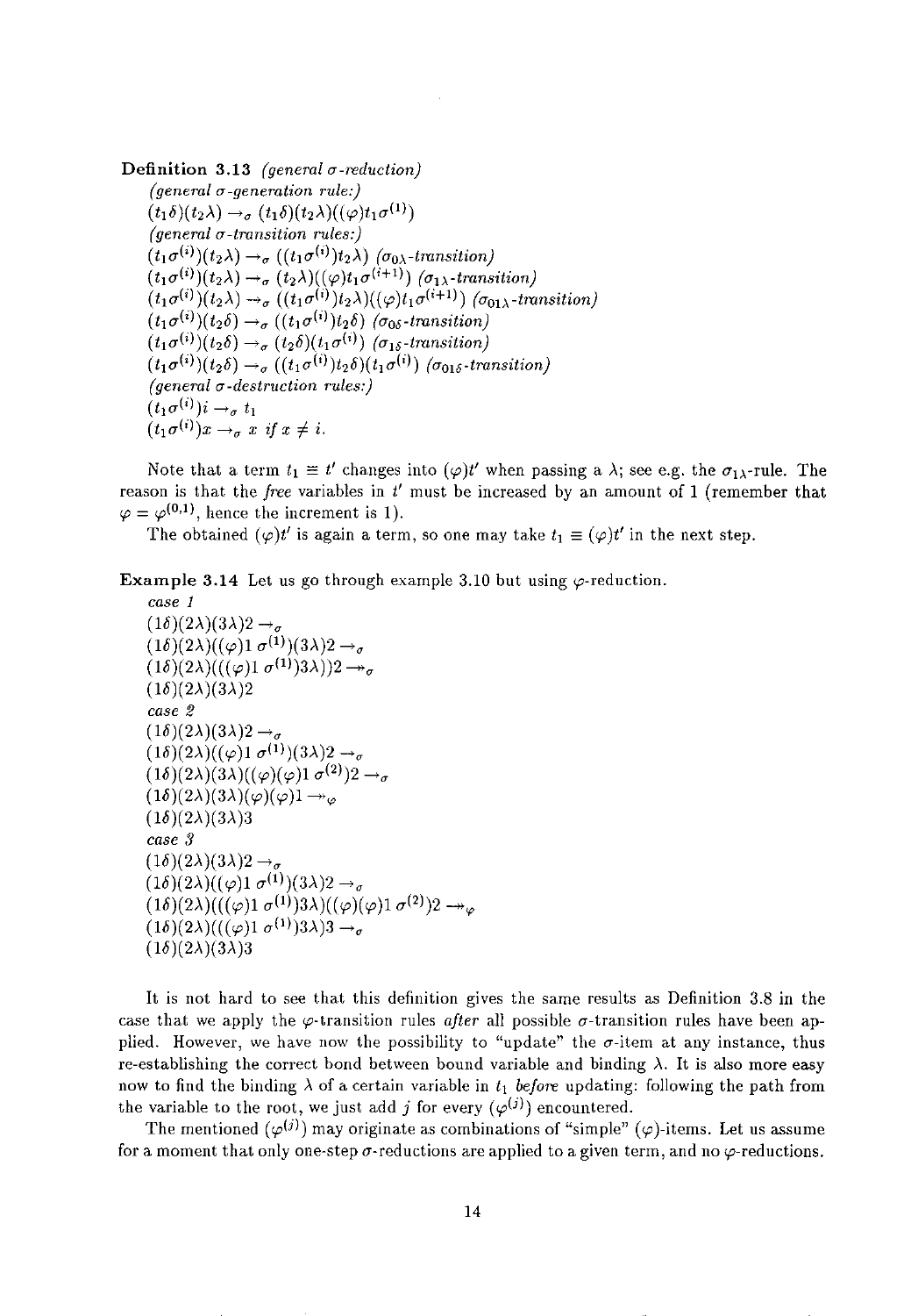**Definition 3.13** *(general σ-reduction)*

*(general σ-generation rule:)*

$(t_1\delta)(t_2\lambda) \to_\sigma (t_1\delta)(t_2\lambda)((\varphi)t_1\sigma^{(1)})$

*(general σ-transition rules:)*

$(t_1\sigma^{(i)})(t_2\lambda) \to_\sigma ((t_1\sigma^{(i)})t_2\lambda)$ *($\sigma_{0\lambda}$-transition)*

$(t_1\sigma^{(i)})(t_2\lambda) \to_\sigma (t_2\lambda)((\varphi)t_1\sigma^{(i+1)})$ *($\sigma_{1\lambda}$-transition)*

$(t_1\sigma^{(i)})(t_2\lambda) \to_\sigma ((t_1\sigma^{(i)})t_2\lambda)((\varphi)t_1\sigma^{(i+1)})$ *($\sigma_{01\lambda}$-transition)*

$(t_1\sigma^{(i)})(t_2\delta) \to_\sigma ((t_1\sigma^{(i)})t_2\delta)$ *($\sigma_{0\delta}$-transition)*

$(t_1\sigma^{(i)})(t_2\delta) \to_\sigma (t_2\delta)(t_1\sigma^{(i)})$ *($\sigma_{1\delta}$-transition)*

$(t_1\sigma^{(i)})(t_2\delta) \to_\sigma ((t_1\sigma^{(i)})t_2\delta)(t_1\sigma^{(i)})$ *($\sigma_{01\delta}$-transition)*

*(general σ-destruction rules:)*

$(t_1\sigma^{(i)})i \to_\sigma t_1$

$(t_1\sigma^{(i)})x \to_\sigma x$ *if* $x \neq i$.

Note that a term $t_1 \equiv t'$ changes into $(\varphi)t'$ when passing a $\lambda$; see e.g. the $\sigma_{1\lambda}$-rule. The reason is that the *free* variables in $t'$ must be increased by an amount of 1 (remember that $\varphi = \varphi^{(0,1)}$, hence the increment is 1).

The obtained $(\varphi)t'$ is again a term, so one may take $t_1 \equiv (\varphi)t'$ in the next step.

**Example 3.14** Let us go through example 3.10 but using $\varphi$-reduction.

*case 1*

$(1\delta)(2\lambda)(3\lambda)2 \to_\sigma$

$(1\delta)(2\lambda)((\varphi)1\,\sigma^{(1)})(3\lambda)2 \to_\sigma$

$(1\delta)(2\lambda)(((\varphi)1\,\sigma^{(1)})3\lambda))2 \twoheadrightarrow_\sigma$

$(1\delta)(2\lambda)(3\lambda)2$

*case 2*

$(1\delta)(2\lambda)(3\lambda)2 \to_\sigma$

$(1\delta)(2\lambda)((\varphi)1\,\sigma^{(1)})(3\lambda)2 \to_\sigma$

$(1\delta)(2\lambda)(3\lambda)((\varphi)(\varphi)1\,\sigma^{(2)})2 \to_\sigma$

$(1\delta)(2\lambda)(3\lambda)(\varphi)(\varphi)1 \twoheadrightarrow_\varphi$

$(1\delta)(2\lambda)(3\lambda)3$

*case 3*

$(1\delta)(2\lambda)(3\lambda)2 \to_\sigma$

$(1\delta)(2\lambda)((\varphi)1\,\sigma^{(1)})(3\lambda)2 \to_\sigma$

$(1\delta)(2\lambda)(((\varphi)1\,\sigma^{(1)})3\lambda)((\varphi)(\varphi)1\,\sigma^{(2)})2 \twoheadrightarrow_\varphi$

$(1\delta)(2\lambda)(((\varphi)1\,\sigma^{(1)})3\lambda)3 \to_\sigma$

$(1\delta)(2\lambda)(3\lambda)3$

It is not hard to see that this definition gives the same results as Definition 3.8 in the case that we apply the $\varphi$-transition rules *after* all possible σ-transition rules have been applied. However, we have now the possibility to "update" the σ-item at any instance, thus re-establishing the correct bond between bound variable and binding $\lambda$. It is also more easy now to find the binding $\lambda$ of a certain variable in $t_1$ *before* updating: following the path from the variable to the root, we just add $j$ for every $(\varphi^{(j)})$ encountered.

The mentioned $(\varphi^{(j)})$ may originate as combinations of "simple" $(\varphi)$-items. Let us assume for a moment that only one-step σ-reductions are applied to a given term, and no $\varphi$-reductions.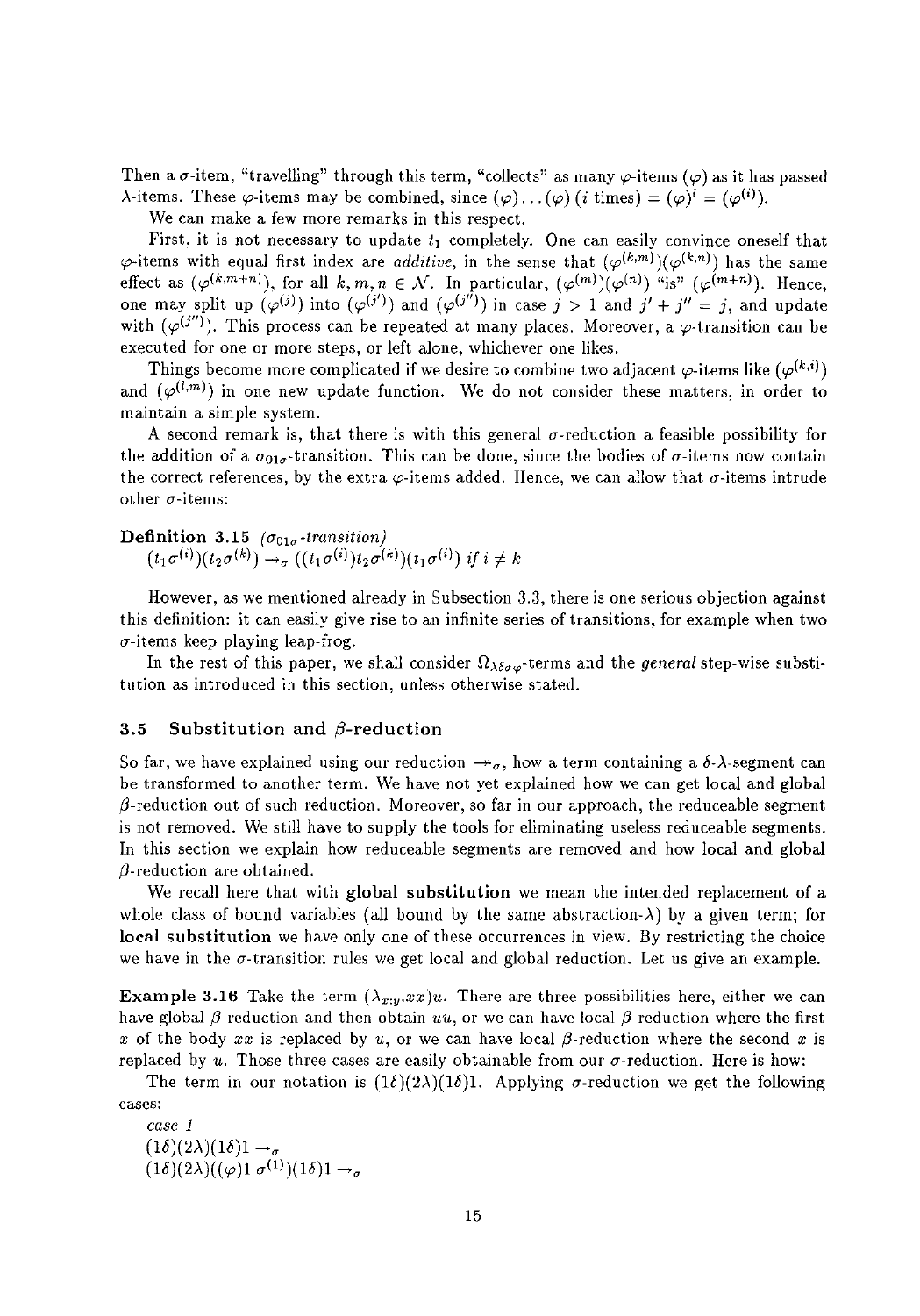Then a $\sigma$-item, "travelling" through this term, "collects" as many $\varphi$-items $(\varphi)$ as it has passed $\lambda$-items. These $\varphi$-items may be combined, since $(\varphi)\ldots(\varphi)$ ($i$ times) $= (\varphi)^i = (\varphi^{(i)})$.

We can make a few more remarks in this respect.

First, it is not necessary to update $t_1$ completely. One can easily convince oneself that $\varphi$-items with equal first index are *additive*, in the sense that $(\varphi^{(k,m)})(\varphi^{(k,n)})$ has the same effect as $(\varphi^{(k,m+n)})$, for all $k, m, n \in \mathcal{N}$. In particular, $(\varphi^{(m)})(\varphi^{(n)})$ "is" $(\varphi^{(m+n)})$. Hence, one may split up $(\varphi^{(j)})$ into $(\varphi^{(j')})$ and $(\varphi^{(j'')})$ in case $j > 1$ and $j' + j'' = j$, and update with $(\varphi^{(j'')})$. This process can be repeated at many places. Moreover, a $\varphi$-transition can be executed for one or more steps, or left alone, whichever one likes.

Things become more complicated if we desire to combine two adjacent $\varphi$-items like $(\varphi^{(k,i)})$ and $(\varphi^{(l,m)})$ in one new update function. We do not consider these matters, in order to maintain a simple system.

A second remark is, that there is with this general $\sigma$-reduction a feasible possibility for the addition of a $\sigma_{01\sigma}$-transition. This can be done, since the bodies of $\sigma$-items now contain the correct references, by the extra $\varphi$-items added. Hence, we can allow that $\sigma$-items intrude other $\sigma$-items:

**Definition 3.15** *($\sigma_{01\sigma}$-transition)*
$(t_1\sigma^{(i)})(t_2\sigma^{(k)}) \to_\sigma ((t_1\sigma^{(i)})t_2\sigma^{(k)})(t_1\sigma^{(i)})$ *if* $i \neq k$

However, as we mentioned already in Subsection 3.3, there is one serious objection against this definition: it can easily give rise to an infinite series of transitions, for example when two $\sigma$-items keep playing leap-frog.

In the rest of this paper, we shall consider $\Omega_{\lambda\delta\sigma\varphi}$-terms and the *general* step-wise substitution as introduced in this section, unless otherwise stated.

### 3.5 Substitution and $\beta$-reduction

So far, we have explained using our reduction $\twoheadrightarrow_\sigma$, how a term containing a $\delta$-$\lambda$-segment can be transformed to another term. We have not yet explained how we can get local and global $\beta$-reduction out of such reduction. Moreover, so far in our approach, the reduceable segment is not removed. We still have to supply the tools for eliminating useless reduceable segments. In this section we explain how reduceable segments are removed and how local and global $\beta$-reduction are obtained.

We recall here that with **global substitution** we mean the intended replacement of a whole class of bound variables (all bound by the same abstraction-$\lambda$) by a given term; for **local substitution** we have only one of these occurrences in view. By restricting the choice we have in the $\sigma$-transition rules we get local and global reduction. Let us give an example.

**Example 3.16** Take the term $(\lambda_{x:y}.xx)u$. There are three possibilities here, either we can have global $\beta$-reduction and then obtain $uu$, or we can have local $\beta$-reduction where the first $x$ of the body $xx$ is replaced by $u$, or we can have local $\beta$-reduction where the second $x$ is replaced by $u$. Those three cases are easily obtainable from our $\sigma$-reduction. Here is how:

The term in our notation is $(1\delta)(2\lambda)(1\delta)1$. Applying $\sigma$-reduction we get the following cases:

*case 1*
$(1\delta)(2\lambda)(1\delta)1 \to_\sigma$
$(1\delta)(2\lambda)((\varphi)1\,\sigma^{(1)})(1\delta)1 \to_\sigma$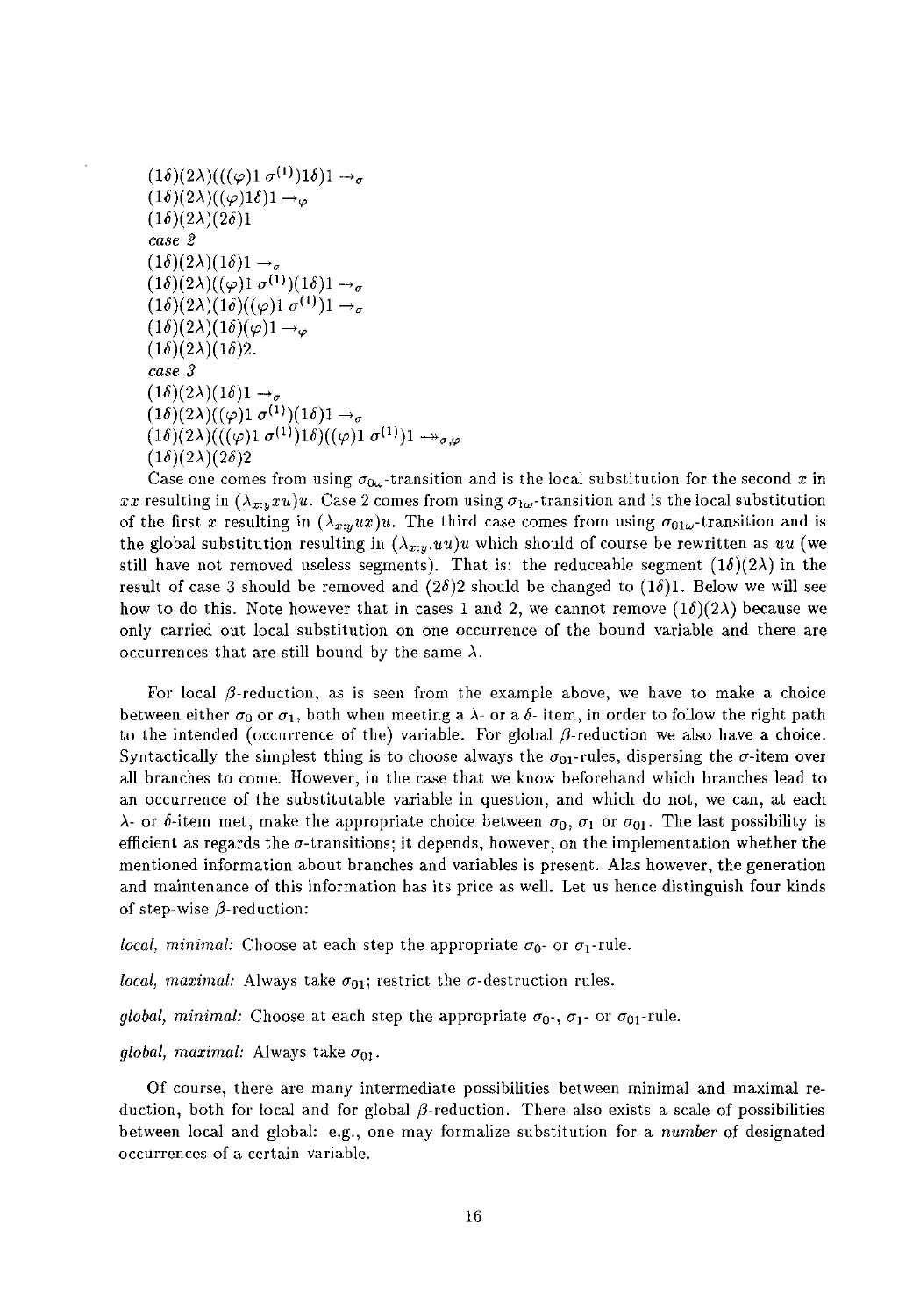$(1\delta)(2\lambda)(((\varphi)1\,\sigma^{(1)})1\delta)1 \rightarrow_\sigma$
$(1\delta)(2\lambda)((\varphi)1\delta)1 \rightarrow_\varphi$
$(1\delta)(2\lambda)(2\delta)1$

*case 2*

$(1\delta)(2\lambda)(1\delta)1 \rightarrow_\sigma$
$(1\delta)(2\lambda)((\varphi)1\,\sigma^{(1)})(1\delta)1 \rightarrow_\sigma$
$(1\delta)(2\lambda)(1\delta)((\varphi)1\,\sigma^{(1)})1 \rightarrow_\sigma$
$(1\delta)(2\lambda)(1\delta)(\varphi)1 \rightarrow_\varphi$
$(1\delta)(2\lambda)(1\delta)2.$

*case 3*

$(1\delta)(2\lambda)(1\delta)1 \rightarrow_\sigma$
$(1\delta)(2\lambda)((\varphi)1\,\sigma^{(1)})(1\delta)1 \rightarrow_\sigma$
$(1\delta)(2\lambda)(((\varphi)1\,\sigma^{(1)})1\delta)((\varphi)1\,\sigma^{(1)})1 \twoheadrightarrow_{\sigma,\varphi}$
$(1\delta)(2\lambda)(2\delta)2$

Case one comes from using $\sigma_{0\omega}$-transition and is the local substitution for the second $x$ in $xx$ resulting in $(\lambda_{x:y}xu)u$. Case 2 comes from using $\sigma_{1\omega}$-transition and is the local substitution of the first $x$ resulting in $(\lambda_{x:y}ux)u$. The third case comes from using $\sigma_{01\omega}$-transition and is the global substitution resulting in $(\lambda_{x:y}.uu)u$ which should of course be rewritten as $uu$ (we still have not removed useless segments). That is: the reduceable segment $(1\delta)(2\lambda)$ in the result of case 3 should be removed and $(2\delta)2$ should be changed to $(1\delta)1$. Below we will see how to do this. Note however that in cases 1 and 2, we cannot remove $(1\delta)(2\lambda)$ because we only carried out local substitution on one occurrence of the bound variable and there are occurrences that are still bound by the same $\lambda$.

For local $\beta$-reduction, as is seen from the example above, we have to make a choice between either $\sigma_0$ or $\sigma_1$, both when meeting a $\lambda$- or a $\delta$- item, in order to follow the right path to the intended (occurrence of the) variable. For global $\beta$-reduction we also have a choice. Syntactically the simplest thing is to choose always the $\sigma_{01}$-rules, dispersing the $\sigma$-item over all branches to come. However, in the case that we know beforehand which branches lead to an occurrence of the substitutable variable in question, and which do not, we can, at each $\lambda$- or $\delta$-item met, make the appropriate choice between $\sigma_0$, $\sigma_1$ or $\sigma_{01}$. The last possibility is efficient as regards the $\sigma$-transitions; it depends, however, on the implementation whether the mentioned information about branches and variables is present. Alas however, the generation and maintenance of this information has its price as well. Let us hence distinguish four kinds of step-wise $\beta$-reduction:

*local, minimal:* Choose at each step the appropriate $\sigma_0$- or $\sigma_1$-rule.

*local, maximal:* Always take $\sigma_{01}$; restrict the $\sigma$-destruction rules.

*global, minimal:* Choose at each step the appropriate $\sigma_0$-, $\sigma_1$- or $\sigma_{01}$-rule.

*global, maximal:* Always take $\sigma_{01}$.

Of course, there are many intermediate possibilities between minimal and maximal reduction, both for local and for global $\beta$-reduction. There also exists a scale of possibilities between local and global: e.g., one may formalize substitution for a *number* of designated occurrences of a certain variable.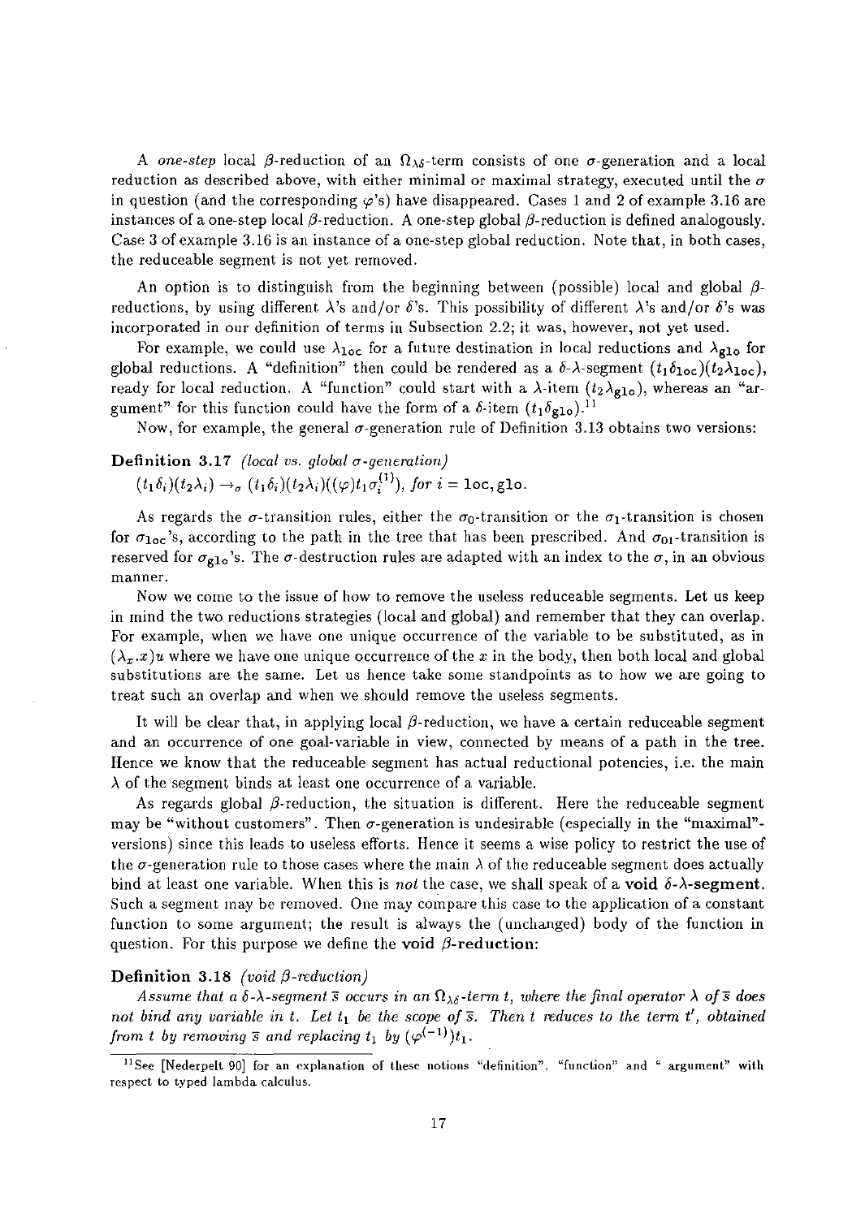A *one-step* local $\beta$-reduction of an $\Omega_{\lambda\delta}$-term consists of one $\sigma$-generation and a local reduction as described above, with either minimal or maximal strategy, executed until the $\sigma$ in question (and the corresponding $\varphi$'s) have disappeared. Cases 1 and 2 of example 3.16 are instances of a one-step local $\beta$-reduction. A one-step global $\beta$-reduction is defined analogously. Case 3 of example 3.16 is an instance of a one-step global reduction. Note that, in both cases, the reduceable segment is not yet removed.

An option is to distinguish from the beginning between (possible) local and global $\beta$-reductions, by using different $\lambda$'s and/or $\delta$'s. This possibility of different $\lambda$'s and/or $\delta$'s was incorporated in our definition of terms in Subsection 2.2; it was, however, not yet used.

For example, we could use $\lambda_{\texttt{loc}}$ for a future destination in local reductions and $\lambda_{\texttt{glo}}$ for global reductions. A "definition" then could be rendered as a $\delta$-$\lambda$-segment $(t_1\delta_{\texttt{loc}})(t_2\lambda_{\texttt{loc}})$, ready for local reduction. A "function" could start with a $\lambda$-item $(t_2\lambda_{\texttt{glo}})$, whereas an "argument" for this function could have the form of a $\delta$-item $(t_1\delta_{\texttt{glo}})$.[11]

Now, for example, the general $\sigma$-generation rule of Definition 3.13 obtains two versions:

**Definition 3.17** *(local vs. global $\sigma$-generation)*
$(t_1\delta_i)(t_2\lambda_i) \rightarrow_\sigma (t_1\delta_i)(t_2\lambda_i)((\varphi)t_1\sigma_i^{(1)})$, *for* $i = \texttt{loc}, \texttt{glo}$.

As regards the $\sigma$-transition rules, either the $\sigma_0$-transition or the $\sigma_1$-transition is chosen for $\sigma_{\texttt{loc}}$'s, according to the path in the tree that has been prescribed. And $\sigma_{01}$-transition is reserved for $\sigma_{\texttt{glo}}$'s. The $\sigma$-destruction rules are adapted with an index to the $\sigma$, in an obvious manner.

Now we come to the issue of how to remove the useless reduceable segments. Let us keep in mind the two reductions strategies (local and global) and remember that they can overlap. For example, when we have one unique occurrence of the variable to be substituted, as in $(\lambda_x.x)u$ where we have one unique occurrence of the $x$ in the body, then both local and global substitutions are the same. Let us hence take some standpoints as to how we are going to treat such an overlap and when we should remove the useless segments.

It will be clear that, in applying local $\beta$-reduction, we have a certain reduceable segment and an occurrence of one goal-variable in view, connected by means of a path in the tree. Hence we know that the reduceable segment has actual reductional potencies, i.e. the main $\lambda$ of the segment binds at least one occurrence of a variable.

As regards global $\beta$-reduction, the situation is different. Here the reduceable segment may be "without customers". Then $\sigma$-generation is undesirable (especially in the "maximal"-versions) since this leads to useless efforts. Hence it seems a wise policy to restrict the use of the $\sigma$-generation rule to those cases where the main $\lambda$ of the reduceable segment does actually bind at least one variable. When this is *not* the case, we shall speak of a **void $\delta$-$\lambda$-segment.** Such a segment may be removed. One may compare this case to the application of a constant function to some argument; the result is always the (unchanged) body of the function in question. For this purpose we define the **void $\beta$-reduction:**

**Definition 3.18** *(void $\beta$-reduction)*
*Assume that a $\delta$-$\lambda$-segment $\overline{s}$ occurs in an $\Omega_{\lambda\delta}$-term $t$, where the final operator $\lambda$ of $\overline{s}$ does not bind any variable in $t$. Let $t_1$ be the scope of $\overline{s}$. Then $t$ reduces to the term $t'$, obtained from $t$ by removing $\overline{s}$ and replacing $t_1$ by $(\varphi^{(-1)})t_1$.*

[11] See [Nederpelt 90] for an explanation of these notions "definition", "function" and " argument" with respect to typed lambda calculus.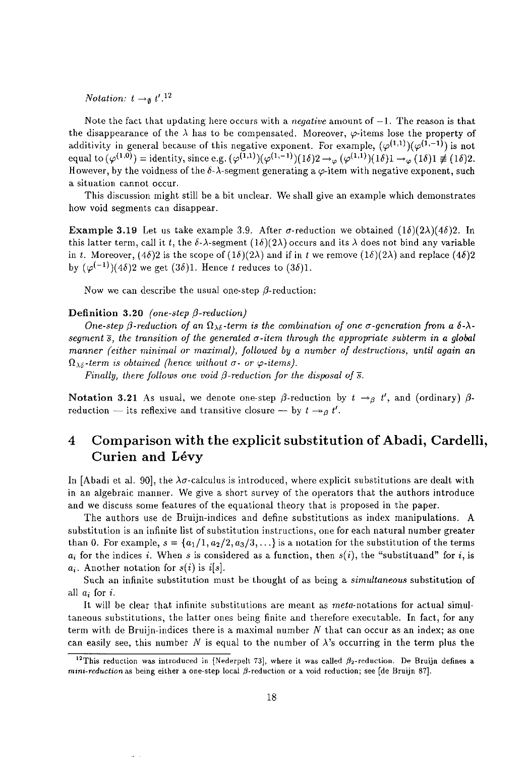*Notation:* $t \to_\emptyset t'$.[12]

Note the fact that updating here occurs with a *negative* amount of $-1$. The reason is that the disappearance of the $\lambda$ has to be compensated. Moreover, $\varphi$-items lose the property of additivity in general because of this negative exponent. For example, $(\varphi^{(1,1)})(\varphi^{(1,-1)})$ is not equal to $(\varphi^{(1,0)})$ = identity, since e.g. $(\varphi^{(1,1)})(\varphi^{(1,-1)})(1\delta)2 \to_\varphi (\varphi^{(1,1)})(1\delta)1 \to_\varphi (1\delta)1 \not\equiv (1\delta)2$. However, by the voidness of the $\delta$-$\lambda$-segment generating a $\varphi$-item with negative exponent, such a situation cannot occur.

This discussion might still be a bit unclear. We shall give an example which demonstrates how void segments can disappear.

**Example 3.19** Let us take example 3.9. After $\sigma$-reduction we obtained $(1\delta)(2\lambda)(4\delta)2$. In this latter term, call it $t$, the $\delta$-$\lambda$-segment $(1\delta)(2\lambda)$ occurs and its $\lambda$ does not bind any variable in $t$. Moreover, $(4\delta)2$ is the scope of $(1\delta)(2\lambda)$ and if in $t$ we remove $(1\delta)(2\lambda)$ and replace $(4\delta)2$ by $(\varphi^{(-1)})(4\delta)2$ we get $(3\delta)1$. Hence $t$ reduces to $(3\delta)1$.

Now we can describe the usual one-step $\beta$-reduction:

**Definition 3.20** *(one-step $\beta$-reduction)*

*One-step $\beta$-reduction of an $\Omega_{\lambda\delta}$-term is the combination of one $\sigma$-generation from a $\delta$-$\lambda$-segment $\bar{s}$, the transition of the generated $\sigma$-item through the appropriate subterm in a global manner (either minimal or maximal), followed by a number of destructions, until again an $\Omega_{\lambda\delta}$-term is obtained (hence without $\sigma$- or $\varphi$-items).*

*Finally, there follows one void $\beta$-reduction for the disposal of $\bar{s}$.*

**Notation 3.21** As usual, we denote one-step $\beta$-reduction by $t \to_\beta t'$, and (ordinary) $\beta$-reduction — its reflexive and transitive closure — by $t \twoheadrightarrow_\beta t'$.

# 4 Comparison with the explicit substitution of Abadi, Cardelli, Curien and Lévy

In [Abadi et al. 90], the $\lambda\sigma$-calculus is introduced, where explicit substitutions are dealt with in an algebraic manner. We give a short survey of the operators that the authors introduce and we discuss some features of the equational theory that is proposed in the paper.

The authors use de Bruijn-indices and define substitutions as index manipulations. A substitution is an infinite list of substitution instructions, one for each natural number greater than 0. For example, $s = \{a_1/1, a_2/2, a_3/3, \ldots\}$ is a notation for the substitution of the terms $a_i$ for the indices $i$. When $s$ is considered as a function, then $s(i)$, the "substituand" for $i$, is $a_i$. Another notation for $s(i)$ is $i[s]$.

Such an infinite substitution must be thought of as being a *simultaneous* substitution of all $a_i$ for $i$.

It will be clear that infinite substitutions are meant as *meta*-notations for actual simultaneous substitutions, the latter ones being finite and therefore executable. In fact, for any term with de Bruijn-indices there is a maximal number $N$ that can occur as an index; as one can easily see, this number $N$ is equal to the number of $\lambda$'s occurring in the term plus the

[12] This reduction was introduced in [Nederpelt 73], where it was called $\beta_2$-reduction. De Bruijn defines a *mini-reduction* as being either a one-step local $\beta$-reduction or a void reduction; see [de Bruijn 87].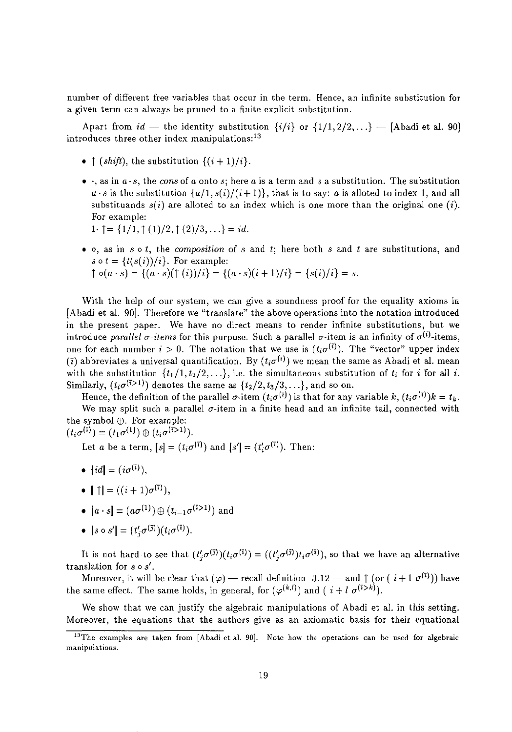number of different free variables that occur in the term. Hence, an infinite substitution for a given term can always be pruned to a finite explicit substitution.

Apart from $id$ — the identity substitution $\{i/i\}$ or $\{1/1, 2/2, \ldots\}$ — [Abadi et al. 90] introduces three other index manipulations:[13]

- $\uparrow$ (*shift*), the substitution $\{(i+1)/i\}$.
- $\cdot$, as in $a \cdot s$, the *cons* of $a$ onto $s$; here $a$ is a term and $s$ a substitution. The substitution $a \cdot s$ is the substitution $\{a/1, s(i)/(i+1)\}$, that is to say: $a$ is alloted to index 1, and all substituands $s(i)$ are alloted to an index which is one more than the original one ($i$). For example:
  $1 \cdot \uparrow = \{1/1, \uparrow(1)/2, \uparrow(2)/3, \ldots\} = id.$
- $\circ$, as in $s \circ t$, the *composition* of $s$ and $t$; here both $s$ and $t$ are substitutions, and $s \circ t = \{t(s(i))/i\}$. For example:
  $\uparrow \circ (a \cdot s) = \{(a \cdot s)(\uparrow(i))/i\} = \{(a \cdot s)(i+1)/i\} = \{s(i)/i\} = s.$

With the help of our system, we can give a soundness proof for the equality axioms in [Abadi et al. 90]. Therefore we "translate" the above operations into the notation introduced in the present paper. We have no direct means to render infinite substitutions, but we introduce *parallel $\sigma$-items* for this purpose. Such a parallel $\sigma$-item is an infinity of $\sigma^{(i)}$-items, one for each number $i > 0$. The notation that we use is $(t_i\sigma^{(\bar{i})})$. The "vector" upper index $(\bar{i})$ abbreviates a universal quantification. By $(t_i\sigma^{(\bar{i})})$ we mean the same as Abadi et al. mean with the substitution $\{t_1/1, t_2/2, \ldots\}$, i.e. the simultaneous substitution of $t_i$ for $i$ for all $i$. Similarly, $(t_i\sigma^{(\bar{i}>1)})$ denotes the same as $\{t_2/2, t_3/3, \ldots\}$, and so on.

Hence, the definition of the parallel $\sigma$-item $(t_i\sigma^{(\bar{i})})$ is that for any variable $k$, $(t_i\sigma^{(\bar{i})})k = t_k$.

We may split such a parallel $\sigma$-item in a finite head and an infinite tail, connected with the symbol $\oplus$. For example:
$(t_i\sigma^{(\bar{i})}) = (t_1\sigma^{(1)}) \oplus (t_i\sigma^{(\bar{i}>1)})$.

Let $a$ be a term, $\lfloor s \rfloor = (t_i\sigma^{(\bar{i})})$ and $\lfloor s' \rfloor = (t'_i\sigma^{(\bar{i})})$. Then:

- $\lfloor id \rfloor = (i\sigma^{(\bar{i})})$,
- $\lfloor \uparrow \rfloor = ((i+1)\sigma^{(\bar{i})})$,
- $\lfloor a \cdot s \rfloor = (a\sigma^{(1)}) \oplus (t_{i-1}\sigma^{(\bar{i}>1)})$ and
- $\lfloor s \circ s' \rfloor = (t'_j\sigma^{(\bar{j})})(t_i\sigma^{(\bar{i})})$.

It is not hard to see that $(t'_j\sigma^{(\bar{j})})(t_i\sigma^{(\bar{i})}) = ((t'_j\sigma^{(\bar{j})})t_i\sigma^{(\bar{i})})$, so that we have an alternative translation for $s \circ s'$.

Moreover, it will be clear that $(\varphi)$ — recall definition 3.12 — and $\uparrow$ (or $(\ i+1\ \sigma^{(\bar{i})})$) have the same effect. The same holds, in general, for $(\varphi^{(k,l)})$ and $(\ i+l\ \sigma^{(\bar{i}>k)})$.

We show that we can justify the algebraic manipulations of Abadi et al. in this setting. Moreover, the equations that the authors give as an axiomatic basis for their equational

[13] The examples are taken from [Abadi et al. 90]. Note how the operations can be used for algebraic manipulations.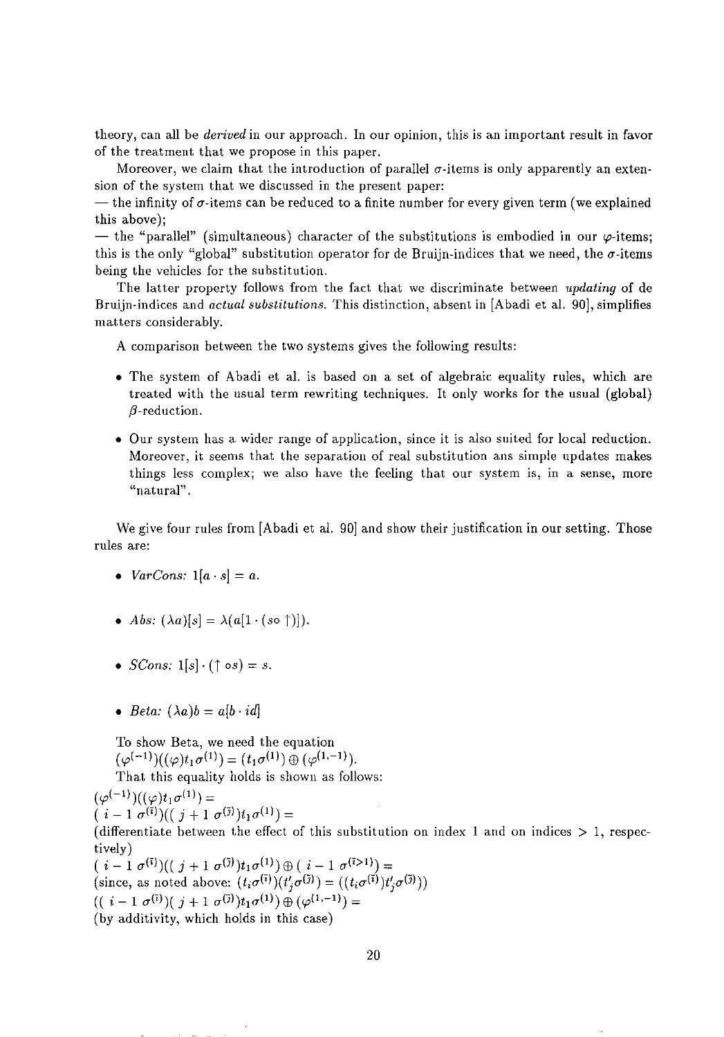theory, can all be *derived* in our approach. In our opinion, this is an important result in favor of the treatment that we propose in this paper.

Moreover, we claim that the introduction of parallel $\sigma$-items is only apparently an extension of the system that we discussed in the present paper:

— the infinity of $\sigma$-items can be reduced to a finite number for every given term (we explained this above);

— the "parallel" (simultaneous) character of the substitutions is embodied in our $\varphi$-items; this is the only "global" substitution operator for de Bruijn-indices that we need, the $\sigma$-items being the vehicles for the substitution.

The latter property follows from the fact that we discriminate between *updating* of de Bruijn-indices and *actual substitutions*. This distinction, absent in [Abadi et al. 90], simplifies matters considerably.

A comparison between the two systems gives the following results:

- The system of Abadi et al. is based on a set of algebraic equality rules, which are treated with the usual term rewriting techniques. It only works for the usual (global) $\beta$-reduction.
- Our system has a wider range of application, since it is also suited for local reduction. Moreover, it seems that the separation of real substitution ans simple updates makes things less complex; we also have the feeling that our system is, in a sense, more "natural".

We give four rules from [Abadi et al. 90] and show their justification in our setting. Those rules are:

- *VarCons:* $1[a \cdot s] = a$.
- *Abs:* $(\lambda a)[s] = \lambda(a[1 \cdot (s \circ \uparrow)])$.
- *SCons:* $1[s] \cdot (\uparrow \circ s) = s$.
- *Beta:* $(\lambda a)b = a[b \cdot id]$

To show Beta, we need the equation
$(\varphi^{(-1)})((\varphi)t_1\sigma^{(1)}) = (t_1\sigma^{(1)}) \oplus (\varphi^{(1,-1)})$.

That this equality holds is shown as follows:

$(\varphi^{(-1)})((\varphi)t_1\sigma^{(1)}) =$

$(\ i-1\ \sigma^{(\overline{i})})((\ j+1\ \sigma^{(\overline{j})})t_1\sigma^{(1)}) =$

(differentiate between the effect of this substitution on index 1 and on indices $> 1$, respectively)

$(\ i-1\ \sigma^{(\overline{i})})((\ j+1\ \sigma^{(\overline{j})})t_1\sigma^{(1)}) \oplus (\ i-1\ \sigma^{(\overline{i}>1)}) =$

(since, as noted above: $(t_i\sigma^{(\overline{i})})(t'_j\sigma^{(\overline{j})}) = ((t_i\sigma^{(\overline{i})})t'_j\sigma^{(\overline{j})})$)

$((\ i-1\ \sigma^{(\overline{i})})(\ j+1\ \sigma^{(\overline{j})})t_1\sigma^{(1)}) \oplus (\varphi^{(1,-1)}) =$

(by additivity, which holds in this case)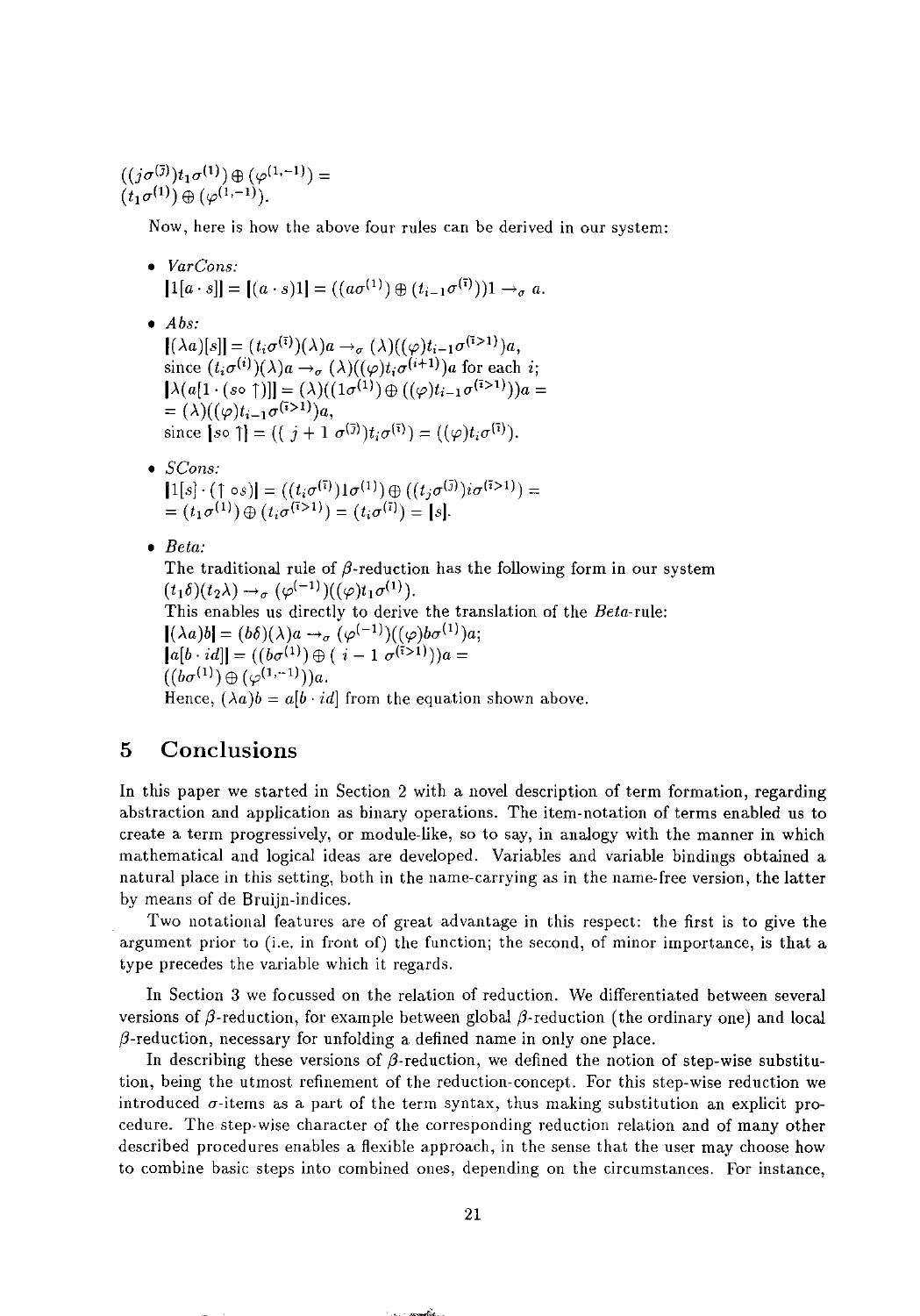$((j\sigma^{(\bar{j})})t_1\sigma^{(1)}) \oplus (\varphi^{(1,-1)}) =$
$(t_1\sigma^{(1)}) \oplus (\varphi^{(1,-1)})$.

Now, here is how the above four rules can be derived in our system:

- *VarCons:*
  $|1[a \cdot s]| = |(a \cdot s)1| = ((a\sigma^{(1)}) \oplus (t_{i-1}\sigma^{(\bar{i})}))1 \to_\sigma a.$

- *Abs:*
  $|(\lambda a)[s]| = (t_i\sigma^{(\bar{i})})(\lambda)a \to_\sigma (\lambda)((\varphi)t_{i-1}\sigma^{(\bar{i}>1)})a,$
  since $(t_i\sigma^{(i)})(\lambda)a \to_\sigma (\lambda)((\varphi)t_i\sigma^{(i+1)})a$ for each $i$;
  $|\lambda(a[1 \cdot (s \circ \uparrow)])| = (\lambda)((1\sigma^{(1)}) \oplus ((\varphi)t_{i-1}\sigma^{(\bar{i}>1)}))a =$
  $= (\lambda)((\varphi)t_{i-1}\sigma^{(\bar{i}>1)})a,$
  since $|s \circ \uparrow| = ((\,j+1\;\sigma^{(\bar{j})})t_i\sigma^{(\bar{i})}) = ((\varphi)t_i\sigma^{(\bar{i})})$.

- *SCons:*
  $|1[s] \cdot (\uparrow \circ s)| = ((t_i\sigma^{(\bar{i})})1\sigma^{(1)}) \oplus ((t_j\sigma^{(\bar{j})})i\sigma^{(\bar{i}>1)}) =$
  $= (t_1\sigma^{(1)}) \oplus (t_i\sigma^{(\bar{i}>1)}) = (t_i\sigma^{(\bar{i})}) = |s|.$

- *Beta:*
  The traditional rule of $\beta$-reduction has the following form in our system
  $(t_1\delta)(t_2\lambda) \to_\sigma (\varphi^{(-1)})((\varphi)t_1\sigma^{(1)}).$
  This enables us directly to derive the translation of the *Beta*-rule:
  $|(\lambda a)b| = (b\delta)(\lambda)a \to_\sigma (\varphi^{(-1)})((\varphi)b\sigma^{(1)})a;$
  $|a[b \cdot id]| = ((b\sigma^{(1)}) \oplus (\,i-1\;\sigma^{(\bar{i}>1)}))a =$
  $((b\sigma^{(1)}) \oplus (\varphi^{(1,-1)}))a.$
  Hence, $(\lambda a)b = a[b \cdot id]$ from the equation shown above.

## 5 Conclusions

In this paper we started in Section 2 with a novel description of term formation, regarding abstraction and application as binary operations. The item-notation of terms enabled us to create a term progressively, or module-like, so to say, in analogy with the manner in which mathematical and logical ideas are developed. Variables and variable bindings obtained a natural place in this setting, both in the name-carrying as in the name-free version, the latter by means of de Bruijn-indices.

Two notational features are of great advantage in this respect: the first is to give the argument prior to (i.e. in front of) the function; the second, of minor importance, is that a type precedes the variable which it regards.

In Section 3 we focussed on the relation of reduction. We differentiated between several versions of $\beta$-reduction, for example between global $\beta$-reduction (the ordinary one) and local $\beta$-reduction, necessary for unfolding a defined name in only one place.

In describing these versions of $\beta$-reduction, we defined the notion of step-wise substitution, being the utmost refinement of the reduction-concept. For this step-wise reduction we introduced $\sigma$-items as a part of the term syntax, thus making substitution an explicit procedure. The step-wise character of the corresponding reduction relation and of many other described procedures enables a flexible approach, in the sense that the user may choose how to combine basic steps into combined ones, depending on the circumstances. For instance,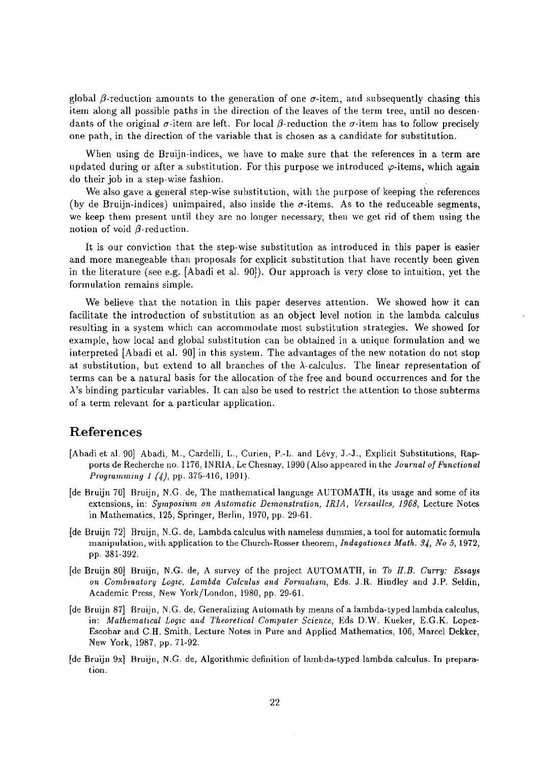global $\beta$-reduction amounts to the generation of one $\sigma$-item, and subsequently chasing this item along all possible paths in the direction of the leaves of the term tree, until no descendants of the original $\sigma$-item are left. For local $\beta$-reduction the $\sigma$-item has to follow precisely one path, in the direction of the variable that is chosen as a candidate for substitution.

When using de Bruijn-indices, we have to make sure that the references in a term are updated during or after a substitution. For this purpose we introduced $\varphi$-items, which again do their job in a step-wise fashion.

We also gave a general step-wise substitution, with the purpose of keeping the references (by de Bruijn-indices) unimpaired, also inside the $\sigma$-items. As to the reduceable segments, we keep them present until they are no longer necessary, then we get rid of them using the notion of void $\beta$-reduction.

It is our conviction that the step-wise substitution as introduced in this paper is easier and more manegeable than proposals for explicit substitution that have recently been given in the literature (see e.g. [Abadi et al. 90]). Our approach is very close to intuition, yet the formulation remains simple.

We believe that the notation in this paper deserves attention. We showed how it can facilitate the introduction of substitution as an object level notion in the lambda calculus resulting in a system which can accommodate most substitution strategies. We showed for example, how local and global substitution can be obtained in a unique formulation and we interpreted [Abadi et al. 90] in this system. The advantages of the new notation do not stop at substitution, but extend to all branches of the $\lambda$-calculus. The linear representation of terms can be a natural basis for the allocation of the free and bound occurrences and for the $\lambda$'s binding particular variables. It can also be used to restrict the attention to those subterms of a term relevant for a particular application.

## References

[Abadi et al. 90] Abadi, M., Cardelli, L., Curien, P.-L. and Lévy, J.-J., Explicit Substitutions, Rapports de Recherche no. 1176, INRIA, Le Chesnay, 1990 (Also appeared in the *Journal of Functional Programming 1 (4)*, pp. 375-416, 1991).

[de Bruijn 70] Bruijn, N.G. de, The mathematical language AUTOMATH, its usage and some of its extensions, in: *Symposium on Automatic Demonstration, IRIA, Versailles, 1968*, Lecture Notes in Mathematics, 125, Springer, Berlin, 1970, pp. 29-61.

[de Bruijn 72] Bruijn, N.G. de, Lambda calculus with nameless dummies, a tool for automatic formula manipulation, with application to the Church-Rosser theorem, *Indagationes Math. 34, No 5*, 1972, pp. 381-392.

[de Bruijn 80] Bruijn, N.G. de, A survey of the project AUTOMATH, in *To H.B. Curry: Essays on Combinatory Logic, Lambda Calculus and Formalism*, Eds. J.R. Hindley and J.P. Seldin, Academic Press, New York/London, 1980, pp. 29-61.

[de Bruijn 87] Bruijn, N.G. de, Generalizing Automath by means of a lambda-typed lambda calculus, in: *Mathematical Logic and Theoretical Computer Science*, Eds D.W. Kueker, E.G.K. Lopez-Escobar and C.H. Smith, Lecture Notes in Pure and Applied Mathematics, 106, Marcel Dekker, New York, 1987, pp. 71-92.

[de Bruijn 9x] Bruijn, N.G. de, Algorithmic definition of lambda-typed lambda calculus. In preparation.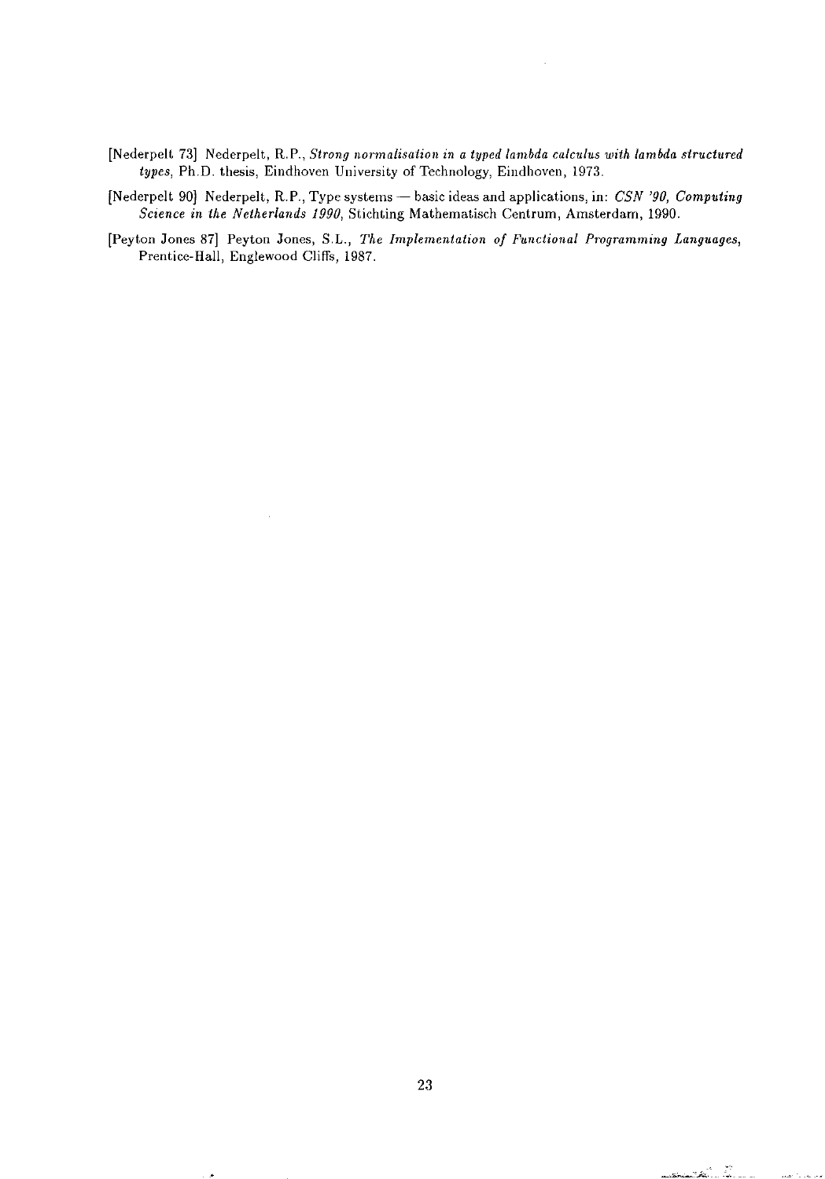[Nederpelt 73] Nederpelt, R.P., *Strong normalisation in a typed lambda calculus with lambda structured types*, Ph.D. thesis, Eindhoven University of Technology, Eindhoven, 1973.

[Nederpelt 90] Nederpelt, R.P., Type systems — basic ideas and applications, in: *CSN '90, Computing Science in the Netherlands 1990*, Stichting Mathematisch Centrum, Amsterdam, 1990.

[Peyton Jones 87] Peyton Jones, S.L., *The Implementation of Functional Programming Languages*, Prentice-Hall, Englewood Cliffs, 1987.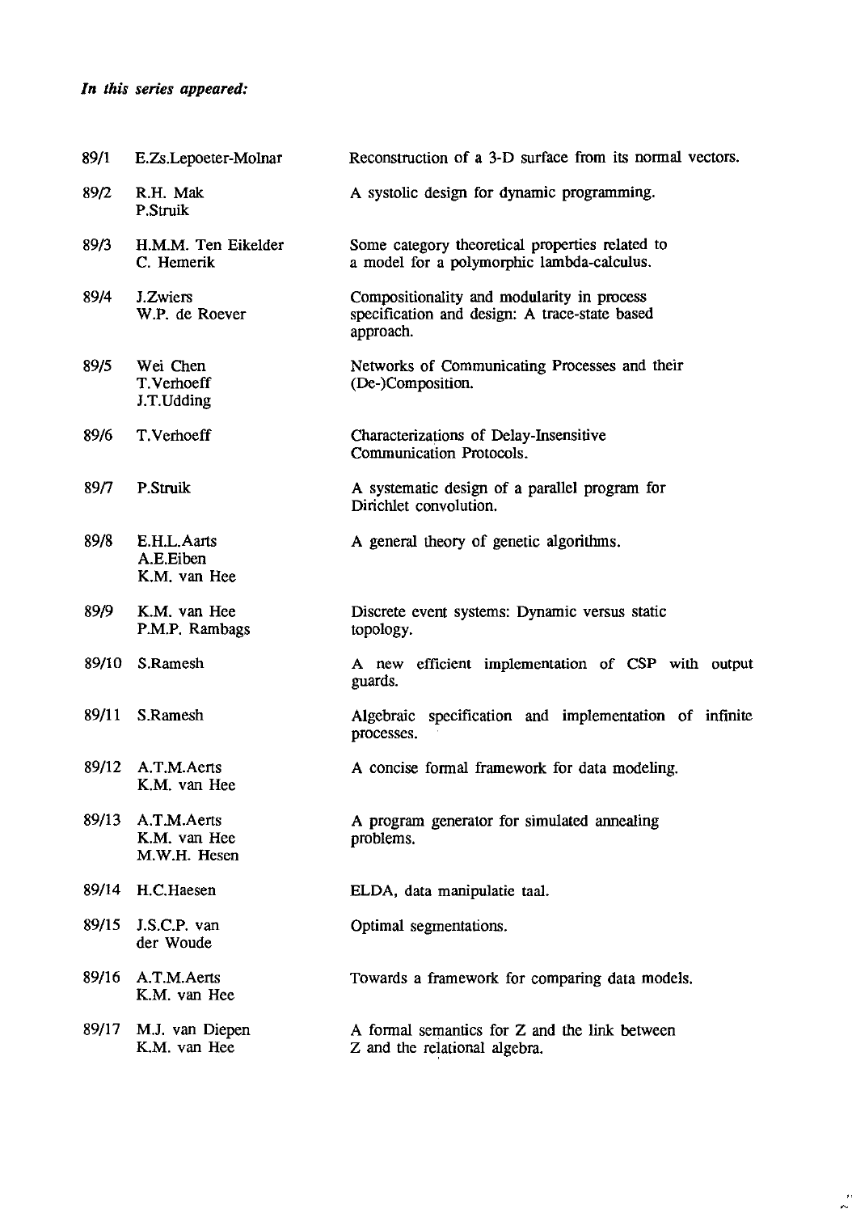***In this series appeared:***

| | | |
|---|---|---|
| 89/1 | E.Zs.Lepoeter-Molnar | Reconstruction of a 3-D surface from its normal vectors. |
| 89/2 | R.H. Mak<br>P.Struik | A systolic design for dynamic programming. |
| 89/3 | H.M.M. Ten Eikelder<br>C. Hemerik | Some category theoretical properties related to a model for a polymorphic lambda-calculus. |
| 89/4 | J.Zwiers<br>W.P. de Roever | Compositionality and modularity in process specification and design: A trace-state based approach. |
| 89/5 | Wei Chen<br>T.Verhoeff<br>J.T.Udding | Networks of Communicating Processes and their (De-)Composition. |
| 89/6 | T.Verhoeff | Characterizations of Delay-Insensitive Communication Protocols. |
| 89/7 | P.Struik | A systematic design of a parallel program for Dirichlet convolution. |
| 89/8 | E.H.L.Aarts<br>A.E.Eiben<br>K.M. van Hee | A general theory of genetic algorithms. |
| 89/9 | K.M. van Hee<br>P.M.P. Rambags | Discrete event systems: Dynamic versus static topology. |
| 89/10 | S.Ramesh | A new efficient implementation of CSP with output guards. |
| 89/11 | S.Ramesh | Algebraic specification and implementation of infinite processes. |
| 89/12 | A.T.M.Aerts<br>K.M. van Hee | A concise formal framework for data modeling. |
| 89/13 | A.T.M.Aerts<br>K.M. van Hee<br>M.W.H. Hesen | A program generator for simulated annealing problems. |
| 89/14 | H.C.Haesen | ELDA, data manipulatie taal. |
| 89/15 | J.S.C.P. van der Woude | Optimal segmentations. |
| 89/16 | A.T.M.Aerts<br>K.M. van Hee | Towards a framework for comparing data models. |
| 89/17 | M.J. van Diepen<br>K.M. van Hee | A formal semantics for Z and the link between Z and the relational algebra. |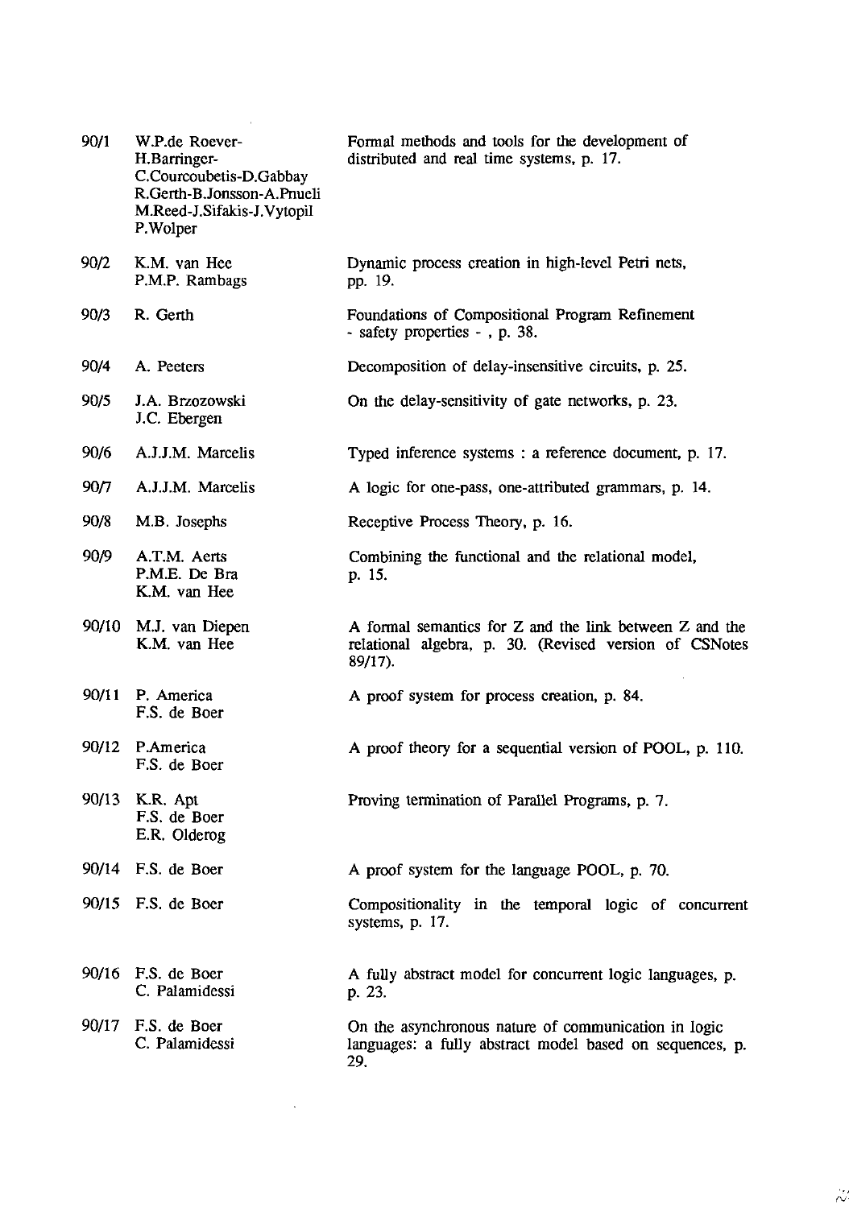| | | |
|---|---|---|
| 90/1 | W.P.de Roever-H.Barringer-C.Courcoubetis-D.Gabbay R.Gerth-B.Jonsson-A.Pnueli M.Reed-J.Sifakis-J.Vytopil P.Wolper | Formal methods and tools for the development of distributed and real time systems, p. 17. |
| 90/2 | K.M. van Hee P.M.P. Rambags | Dynamic process creation in high-level Petri nets, pp. 19. |
| 90/3 | R. Gerth | Foundations of Compositional Program Refinement - safety properties - , p. 38. |
| 90/4 | A. Peeters | Decomposition of delay-insensitive circuits, p. 25. |
| 90/5 | J.A. Brzozowski J.C. Ebergen | On the delay-sensitivity of gate networks, p. 23. |
| 90/6 | A.J.J.M. Marcelis | Typed inference systems : a reference document, p. 17. |
| 90/7 | A.J.J.M. Marcelis | A logic for one-pass, one-attributed grammars, p. 14. |
| 90/8 | M.B. Josephs | Receptive Process Theory, p. 16. |
| 90/9 | A.T.M. Aerts P.M.E. De Bra K.M. van Hee | Combining the functional and the relational model, p. 15. |
| 90/10 | M.J. van Diepen K.M. van Hee | A formal semantics for Z and the link between Z and the relational algebra, p. 30. (Revised version of CSNotes 89/17). |
| 90/11 | P. America F.S. de Boer | A proof system for process creation, p. 84. |
| 90/12 | P.America F.S. de Boer | A proof theory for a sequential version of POOL, p. 110. |
| 90/13 | K.R. Apt F.S. de Boer E.R. Olderog | Proving termination of Parallel Programs, p. 7. |
| 90/14 | F.S. de Boer | A proof system for the language POOL, p. 70. |
| 90/15 | F.S. de Boer | Compositionality in the temporal logic of concurrent systems, p. 17. |
| 90/16 | F.S. de Boer C. Palamidessi | A fully abstract model for concurrent logic languages, p. p. 23. |
| 90/17 | F.S. de Boer C. Palamidessi | On the asynchronous nature of communication in logic languages: a fully abstract model based on sequences, p. 29. |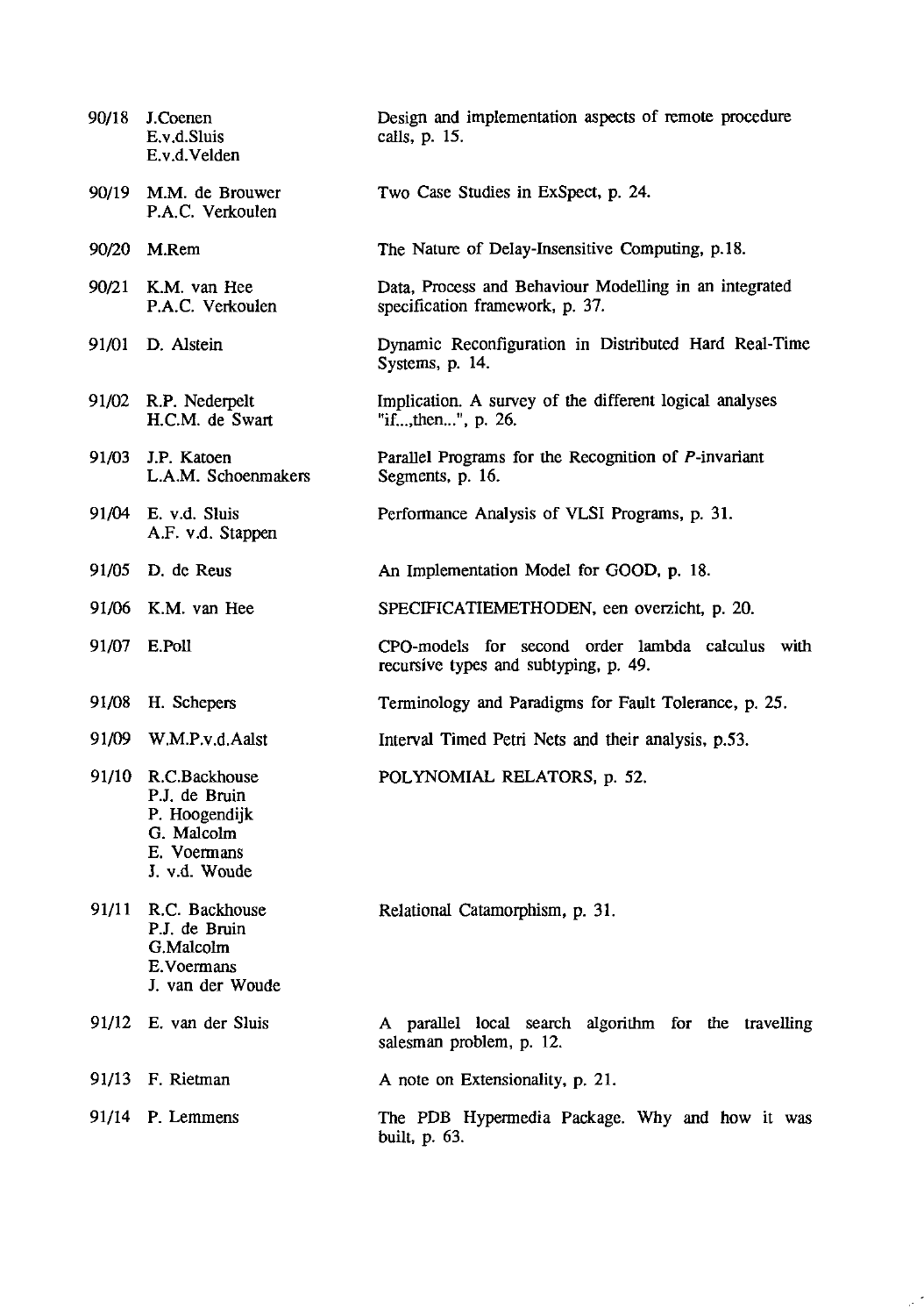| | | |
|---|---|---|
| 90/18 | J.Coenen<br>E.v.d.Sluis<br>E.v.d.Velden | Design and implementation aspects of remote procedure calls, p. 15. |
| 90/19 | M.M. de Brouwer<br>P.A.C. Verkoulen | Two Case Studies in ExSpect, p. 24. |
| 90/20 | M.Rem | The Nature of Delay-Insensitive Computing, p.18. |
| 90/21 | K.M. van Hee<br>P.A.C. Verkoulen | Data, Process and Behaviour Modelling in an integrated specification framework, p. 37. |
| 91/01 | D. Alstein | Dynamic Reconfiguration in Distributed Hard Real-Time Systems, p. 14. |
| 91/02 | R.P. Nederpelt<br>H.C.M. de Swart | Implication. A survey of the different logical analyses "if...,then...", p. 26. |
| 91/03 | J.P. Katoen<br>L.A.M. Schoenmakers | Parallel Programs for the Recognition of *P*-invariant Segments, p. 16. |
| 91/04 | E. v.d. Sluis<br>A.F. v.d. Stappen | Performance Analysis of VLSI Programs, p. 31. |
| 91/05 | D. de Reus | An Implementation Model for GOOD, p. 18. |
| 91/06 | K.M. van Hee | SPECIFICATIEMETHODEN, een overzicht, p. 20. |
| 91/07 | E.Poll | CPO-models for second order lambda calculus with recursive types and subtyping, p. 49. |
| 91/08 | H. Schepers | Terminology and Paradigms for Fault Tolerance, p. 25. |
| 91/09 | W.M.P.v.d.Aalst | Interval Timed Petri Nets and their analysis, p.53. |
| 91/10 | R.C.Backhouse<br>P.J. de Bruin<br>P. Hoogendijk<br>G. Malcolm<br>E. Voermans<br>J. v.d. Woude | POLYNOMIAL RELATORS, p. 52. |
| 91/11 | R.C. Backhouse<br>P.J. de Bruin<br>G.Malcolm<br>E.Voermans<br>J. van der Woude | Relational Catamorphism, p. 31. |
| 91/12 | E. van der Sluis | A parallel local search algorithm for the travelling salesman problem, p. 12. |
| 91/13 | F. Rietman | A note on Extensionality, p. 21. |
| 91/14 | P. Lemmens | The PDB Hypermedia Package. Why and how it was built, p. 63. |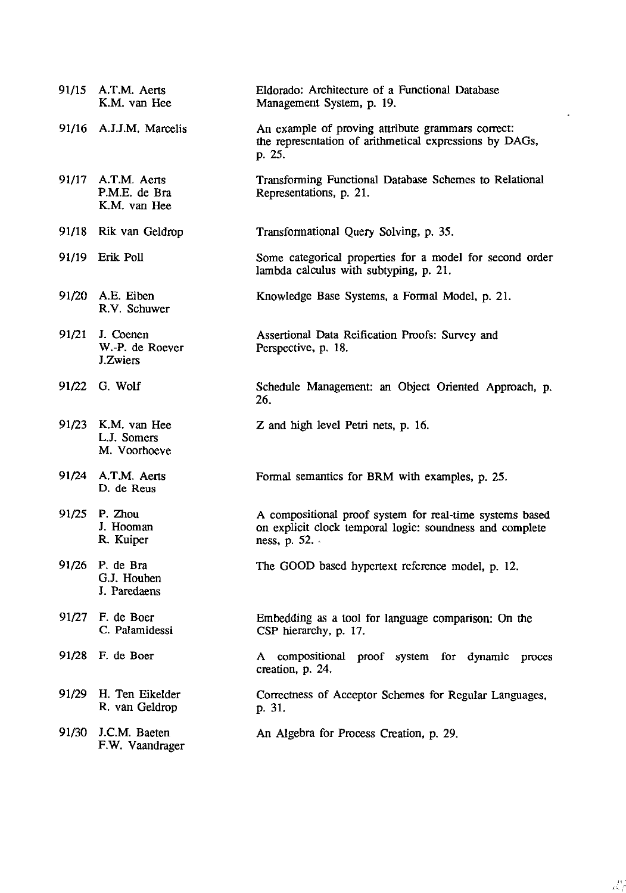| | | |
|---|---|---|
| 91/15 | A.T.M. Aerts<br>K.M. van Hee | Eldorado: Architecture of a Functional Database Management System, p. 19. |
| 91/16 | A.J.J.M. Marcelis | An example of proving attribute grammars correct: the representation of arithmetical expressions by DAGs, p. 25. |
| 91/17 | A.T.M. Aerts<br>P.M.E. de Bra<br>K.M. van Hee | Transforming Functional Database Schemes to Relational Representations, p. 21. |
| 91/18 | Rik van Geldrop | Transformational Query Solving, p. 35. |
| 91/19 | Erik Poll | Some categorical properties for a model for second order lambda calculus with subtyping, p. 21. |
| 91/20 | A.E. Eiben<br>R.V. Schuwer | Knowledge Base Systems, a Formal Model, p. 21. |
| 91/21 | J. Coenen<br>W.-P. de Roever<br>J.Zwiers | Assertional Data Reification Proofs: Survey and Perspective, p. 18. |
| 91/22 | G. Wolf | Schedule Management: an Object Oriented Approach, p. 26. |
| 91/23 | K.M. van Hee<br>L.J. Somers<br>M. Voorhoeve | Z and high level Petri nets, p. 16. |
| 91/24 | A.T.M. Aerts<br>D. de Reus | Formal semantics for BRM with examples, p. 25. |
| 91/25 | P. Zhou<br>J. Hooman<br>R. Kuiper | A compositional proof system for real-time systems based on explicit clock temporal logic: soundness and complete ness, p. 52. |
| 91/26 | P. de Bra<br>G.J. Houben<br>J. Paredaens | The GOOD based hypertext reference model, p. 12. |
| 91/27 | F. de Boer<br>C. Palamidessi | Embedding as a tool for language comparison: On the CSP hierarchy, p. 17. |
| 91/28 | F. de Boer | A compositional proof system for dynamic proces creation, p. 24. |
| 91/29 | H. Ten Eikelder<br>R. van Geldrop | Correctness of Acceptor Schemes for Regular Languages, p. 31. |
| 91/30 | J.C.M. Baeten<br>F.W. Vaandrager | An Algebra for Process Creation, p. 29. |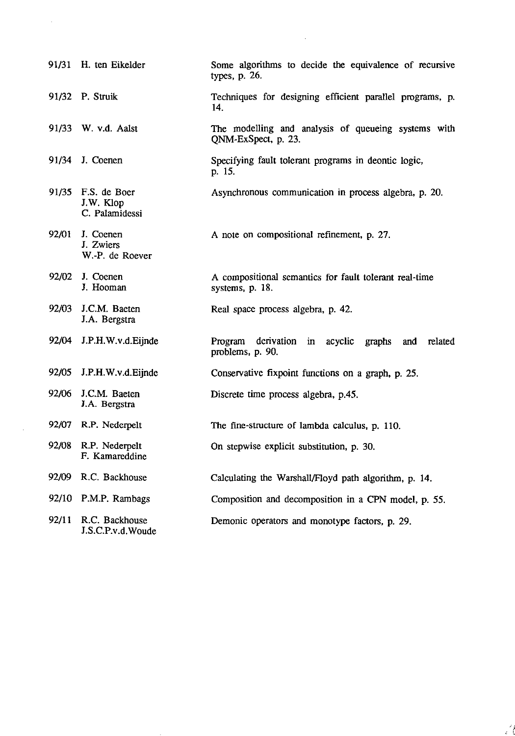| | | |
|---|---|---|
| 91/31 | H. ten Eikelder | Some algorithms to decide the equivalence of recursive types, p. 26. |
| 91/32 | P. Struik | Techniques for designing efficient parallel programs, p. 14. |
| 91/33 | W. v.d. Aalst | The modelling and analysis of queueing systems with QNM-ExSpect, p. 23. |
| 91/34 | J. Coenen | Specifying fault tolerant programs in deontic logic, p. 15. |
| 91/35 | F.S. de Boer<br>J.W. Klop<br>C. Palamidessi | Asynchronous communication in process algebra, p. 20. |
| 92/01 | J. Coenen<br>J. Zwiers<br>W.-P. de Roever | A note on compositional refinement, p. 27. |
| 92/02 | J. Coenen<br>J. Hooman | A compositional semantics for fault tolerant real-time systems, p. 18. |
| 92/03 | J.C.M. Baeten<br>J.A. Bergstra | Real space process algebra, p. 42. |
| 92/04 | J.P.H.W.v.d.Eijnde | Program derivation in acyclic graphs and related problems, p. 90. |
| 92/05 | J.P.H.W.v.d.Eijnde | Conservative fixpoint functions on a graph, p. 25. |
| 92/06 | J.C.M. Baeten<br>J.A. Bergstra | Discrete time process algebra, p.45. |
| 92/07 | R.P. Nederpelt | The fine-structure of lambda calculus, p. 110. |
| 92/08 | R.P. Nederpelt<br>F. Kamareddine | On stepwise explicit substitution, p. 30. |
| 92/09 | R.C. Backhouse | Calculating the Warshall/Floyd path algorithm, p. 14. |
| 92/10 | P.M.P. Rambags | Composition and decomposition in a CPN model, p. 55. |
| 92/11 | R.C. Backhouse<br>J.S.C.P.v.d.Woude | Demonic operators and monotype factors, p. 29. |